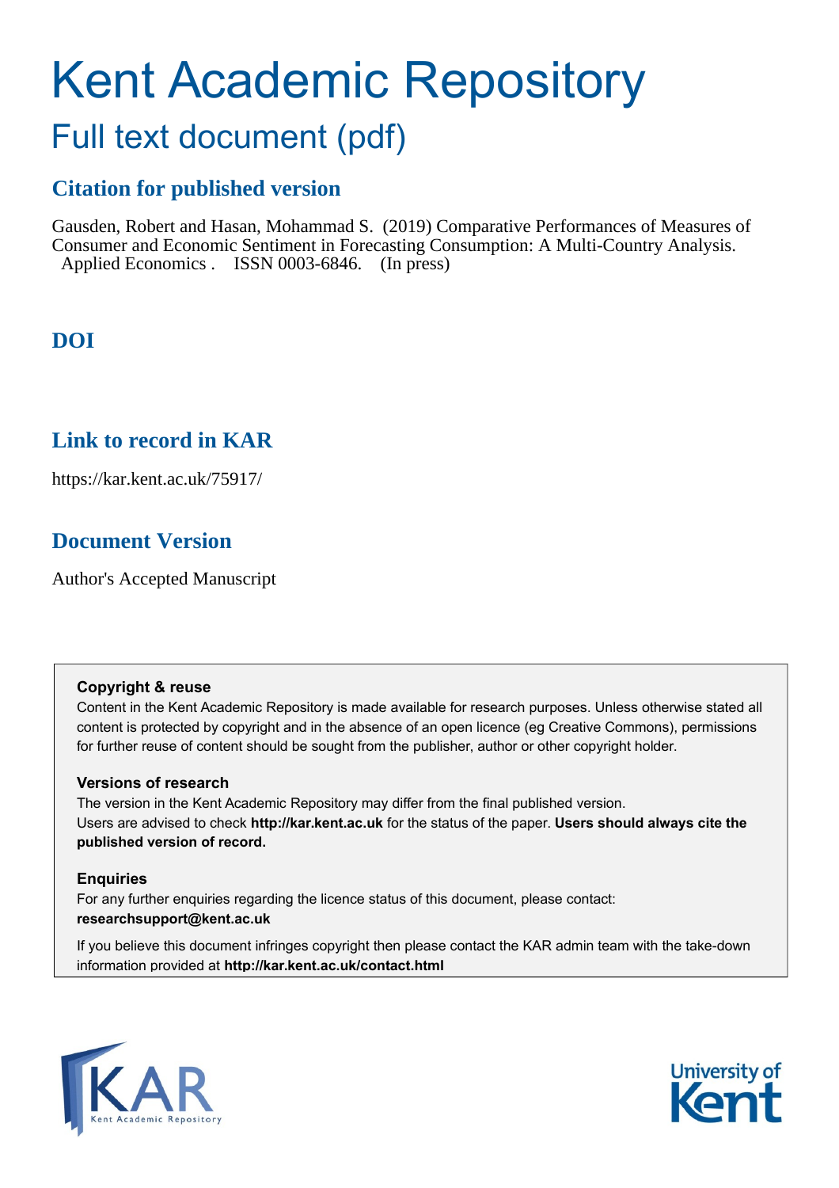# Kent Academic Repository

## Full text document (pdf)

## Citation for published version

Gausden, Robert and Hasan, Mohammad S. (2019) Comparative Performances of Measures of Consumer and Economic Sentiment in Forecasting Consumption: A Multi-Country Analysis. Applied Economics . ISSN 0003-6846. (In press)

## DOI

## Link to record in KAR

https://kar.kent.ac.uk/75917/

## Document Version

Author's Accepted Manuscript

**Copyright & reuse**

Content in the Kent Academic Repository is made available for research purposes. Unless otherwise stated all content is protected by copyright and in the absence of an open licence (eg Creative Commons), permissions for further reuse of content should be sought from the publisher, author or other copyright holder.

**Versions of research**

The version in the Kent Academic Repository may differ from the final published version. Users are advised to check **http://kar.kent.ac.uk** for the status of the paper. **Users should always cite the published version of record.**

**Enquiries**

For any further enquiries regarding the licence status of this document, please contact: **researchsupport@kent.ac.uk**

If you believe this document infringes copyright then please contact the KAR admin team with the take-down information provided at **http://kar.kent.ac.uk/contact.html**

KAR Kent Academic Repository

University of Kent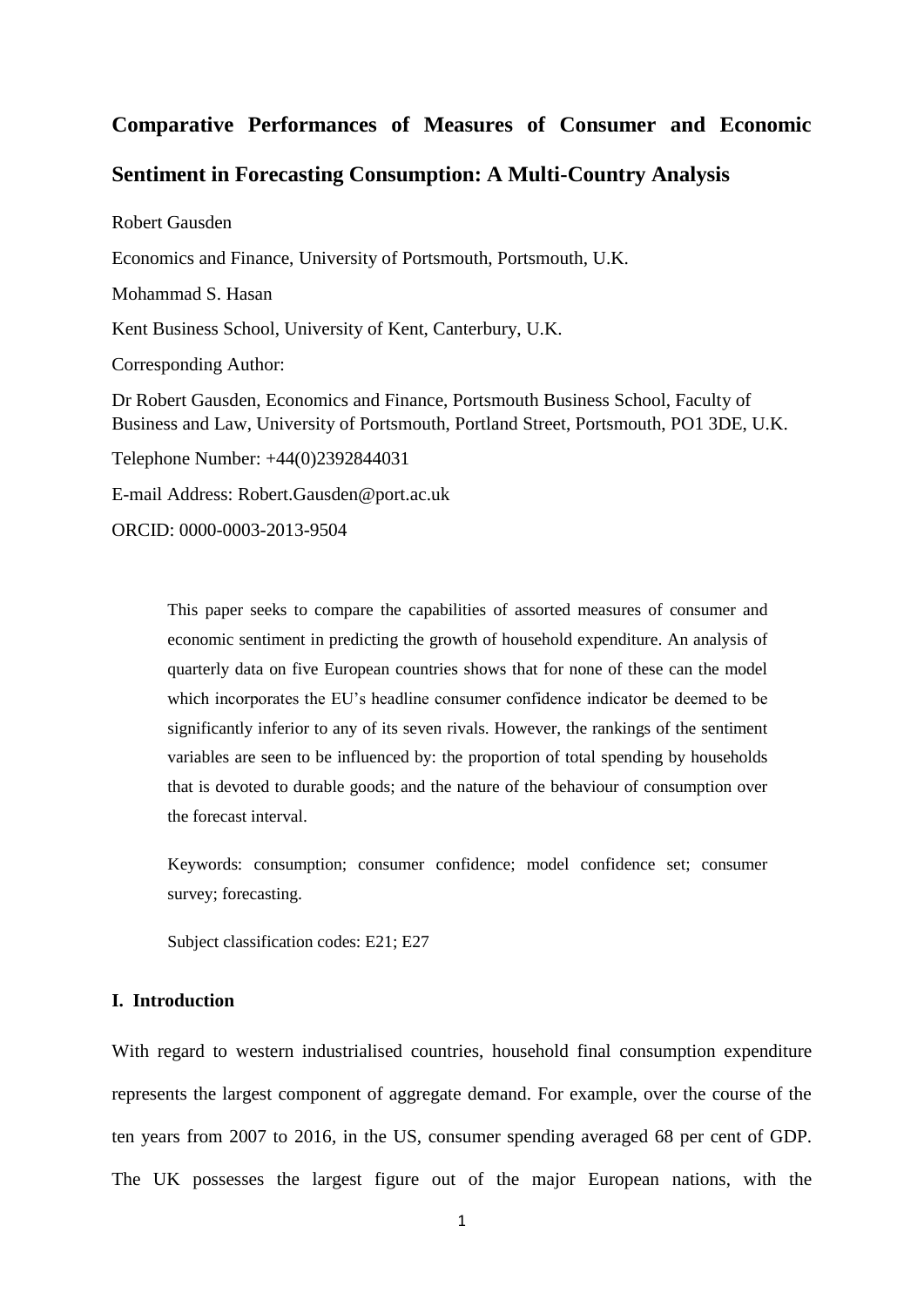# Comparative Performances of Measures of Consumer and Economic Sentiment in Forecasting Consumption: A Multi-Country Analysis

Robert Gausden

Economics and Finance, University of Portsmouth, Portsmouth, U.K.

Mohammad S. Hasan

Kent Business School, University of Kent, Canterbury, U.K.

Corresponding Author:

Dr Robert Gausden, Economics and Finance, Portsmouth Business School, Faculty of Business and Law, University of Portsmouth, Portland Street, Portsmouth, PO1 3DE, U.K.

Telephone Number: +44(0)2392844031

E-mail Address: Robert.Gausden@port.ac.uk

ORCID: 0000-0003-2013-9504

> This paper seeks to compare the capabilities of assorted measures of consumer and economic sentiment in predicting the growth of household expenditure. An analysis of quarterly data on five European countries shows that for none of these can the model which incorporates the EU's headline consumer confidence indicator be deemed to be significantly inferior to any of its seven rivals. However, the rankings of the sentiment variables are seen to be influenced by: the proportion of total spending by households that is devoted to durable goods; and the nature of the behaviour of consumption over the forecast interval.
>
> Keywords: consumption; consumer confidence; model confidence set; consumer survey; forecasting.
>
> Subject classification codes: E21; E27

## I. Introduction

With regard to western industrialised countries, household final consumption expenditure represents the largest component of aggregate demand. For example, over the course of the ten years from 2007 to 2016, in the US, consumer spending averaged 68 per cent of GDP. The UK possesses the largest figure out of the major European nations, with the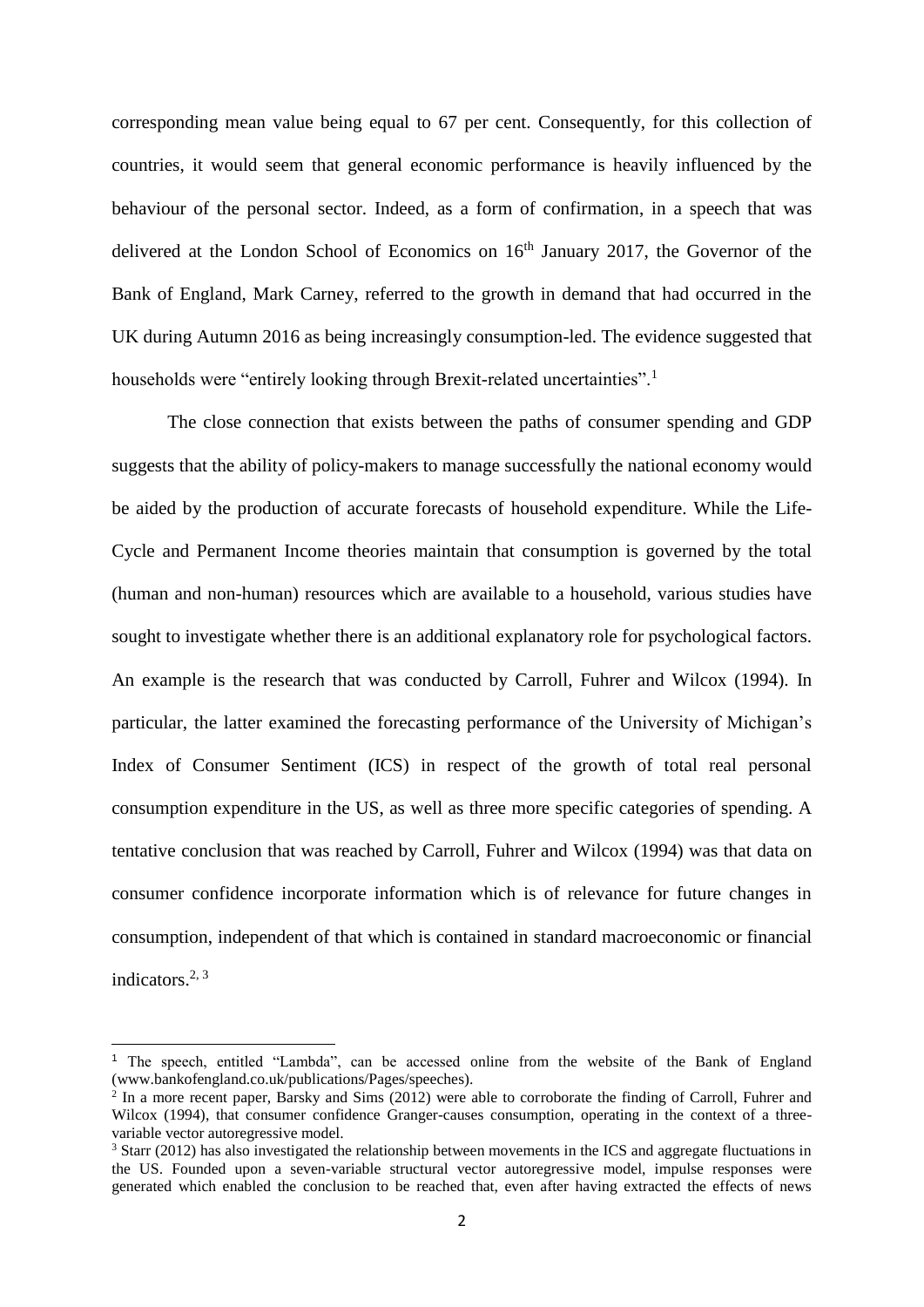corresponding mean value being equal to 67 per cent. Consequently, for this collection of countries, it would seem that general economic performance is heavily influenced by the behaviour of the personal sector. Indeed, as a form of confirmation, in a speech that was delivered at the London School of Economics on 16th January 2017, the Governor of the Bank of England, Mark Carney, referred to the growth in demand that had occurred in the UK during Autumn 2016 as being increasingly consumption-led. The evidence suggested that households were "entirely looking through Brexit-related uncertainties".[1]

The close connection that exists between the paths of consumer spending and GDP suggests that the ability of policy-makers to manage successfully the national economy would be aided by the production of accurate forecasts of household expenditure. While the Life-Cycle and Permanent Income theories maintain that consumption is governed by the total (human and non-human) resources which are available to a household, various studies have sought to investigate whether there is an additional explanatory role for psychological factors. An example is the research that was conducted by Carroll, Fuhrer and Wilcox (1994). In particular, the latter examined the forecasting performance of the University of Michigan's Index of Consumer Sentiment (ICS) in respect of the growth of total real personal consumption expenditure in the US, as well as three more specific categories of spending. A tentative conclusion that was reached by Carroll, Fuhrer and Wilcox (1994) was that data on consumer confidence incorporate information which is of relevance for future changes in consumption, independent of that which is contained in standard macroeconomic or financial indicators.[2, 3]

---

[1] The speech, entitled "Lambda", can be accessed online from the website of the Bank of England (www.bankofengland.co.uk/publications/Pages/speeches).

[2] In a more recent paper, Barsky and Sims (2012) were able to corroborate the finding of Carroll, Fuhrer and Wilcox (1994), that consumer confidence Granger-causes consumption, operating in the context of a three-variable vector autoregressive model.

[3] Starr (2012) has also investigated the relationship between movements in the ICS and aggregate fluctuations in the US. Founded upon a seven-variable structural vector autoregressive model, impulse responses were generated which enabled the conclusion to be reached that, even after having extracted the effects of news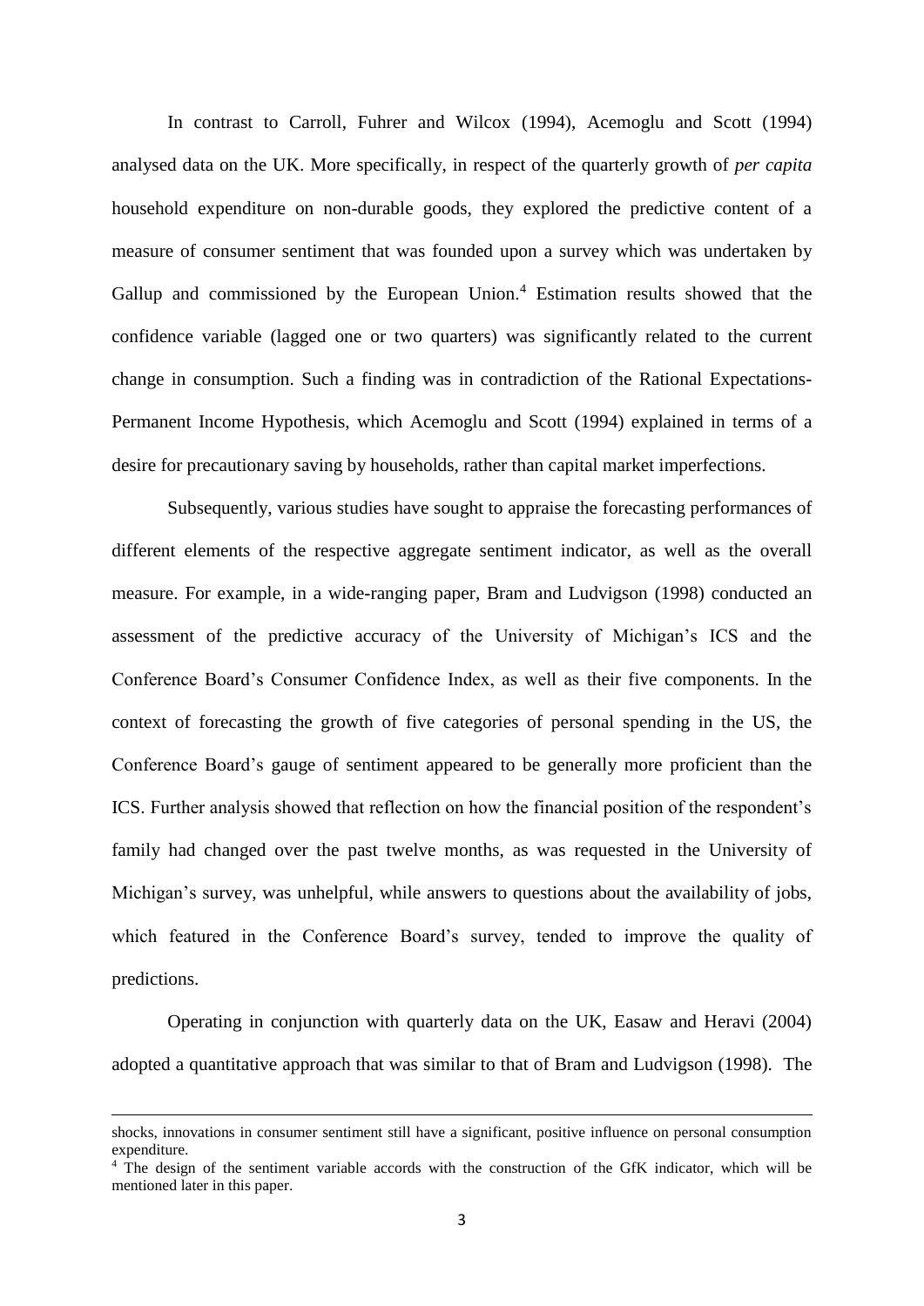In contrast to Carroll, Fuhrer and Wilcox (1994), Acemoglu and Scott (1994) analysed data on the UK. More specifically, in respect of the quarterly growth of *per capita* household expenditure on non-durable goods, they explored the predictive content of a measure of consumer sentiment that was founded upon a survey which was undertaken by Gallup and commissioned by the European Union.[4] Estimation results showed that the confidence variable (lagged one or two quarters) was significantly related to the current change in consumption. Such a finding was in contradiction of the Rational Expectations-Permanent Income Hypothesis, which Acemoglu and Scott (1994) explained in terms of a desire for precautionary saving by households, rather than capital market imperfections.

Subsequently, various studies have sought to appraise the forecasting performances of different elements of the respective aggregate sentiment indicator, as well as the overall measure. For example, in a wide-ranging paper, Bram and Ludvigson (1998) conducted an assessment of the predictive accuracy of the University of Michigan's ICS and the Conference Board's Consumer Confidence Index, as well as their five components. In the context of forecasting the growth of five categories of personal spending in the US, the Conference Board's gauge of sentiment appeared to be generally more proficient than the ICS. Further analysis showed that reflection on how the financial position of the respondent's family had changed over the past twelve months, as was requested in the University of Michigan's survey, was unhelpful, while answers to questions about the availability of jobs, which featured in the Conference Board's survey, tended to improve the quality of predictions.

Operating in conjunction with quarterly data on the UK, Easaw and Heravi (2004) adopted a quantitative approach that was similar to that of Bram and Ludvigson (1998). The

---

shocks, innovations in consumer sentiment still have a significant, positive influence on personal consumption expenditure.

[4] The design of the sentiment variable accords with the construction of the GfK indicator, which will be mentioned later in this paper.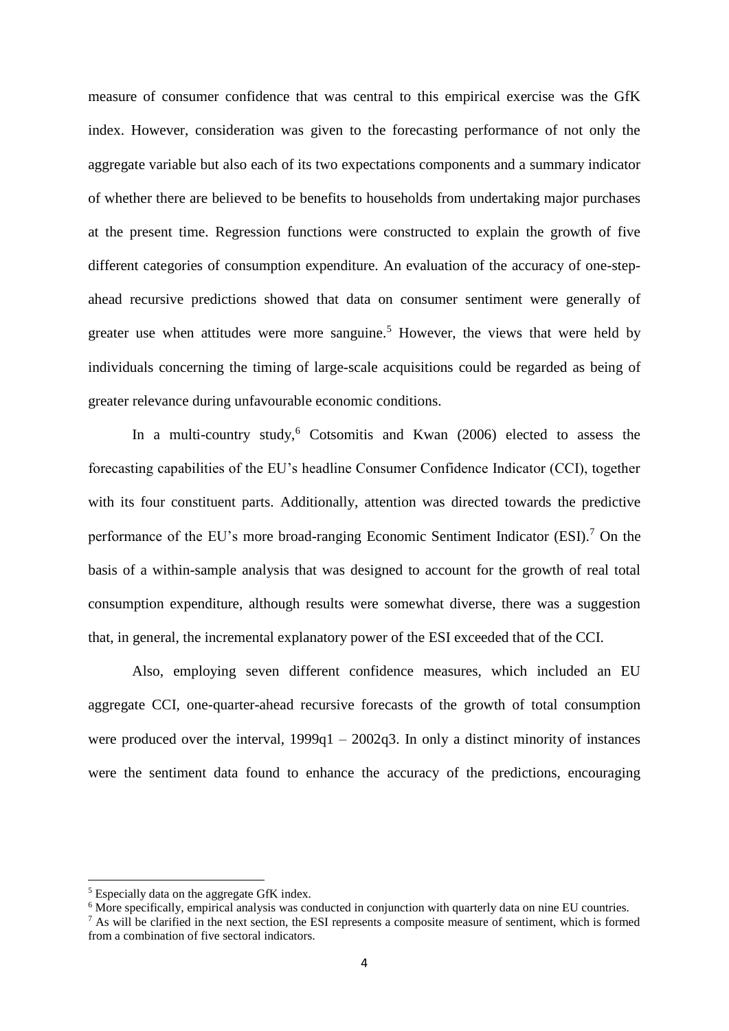measure of consumer confidence that was central to this empirical exercise was the GfK index. However, consideration was given to the forecasting performance of not only the aggregate variable but also each of its two expectations components and a summary indicator of whether there are believed to be benefits to households from undertaking major purchases at the present time. Regression functions were constructed to explain the growth of five different categories of consumption expenditure. An evaluation of the accuracy of one-step-ahead recursive predictions showed that data on consumer sentiment were generally of greater use when attitudes were more sanguine.[5] However, the views that were held by individuals concerning the timing of large-scale acquisitions could be regarded as being of greater relevance during unfavourable economic conditions.

In a multi-country study,[6] Cotsomitis and Kwan (2006) elected to assess the forecasting capabilities of the EU's headline Consumer Confidence Indicator (CCI), together with its four constituent parts. Additionally, attention was directed towards the predictive performance of the EU's more broad-ranging Economic Sentiment Indicator (ESI).[7] On the basis of a within-sample analysis that was designed to account for the growth of real total consumption expenditure, although results were somewhat diverse, there was a suggestion that, in general, the incremental explanatory power of the ESI exceeded that of the CCI.

Also, employing seven different confidence measures, which included an EU aggregate CCI, one-quarter-ahead recursive forecasts of the growth of total consumption were produced over the interval, 1999q1 – 2002q3. In only a distinct minority of instances were the sentiment data found to enhance the accuracy of the predictions, encouraging

---

[5] Especially data on the aggregate GfK index.

[6] More specifically, empirical analysis was conducted in conjunction with quarterly data on nine EU countries.

[7] As will be clarified in the next section, the ESI represents a composite measure of sentiment, which is formed from a combination of five sectoral indicators.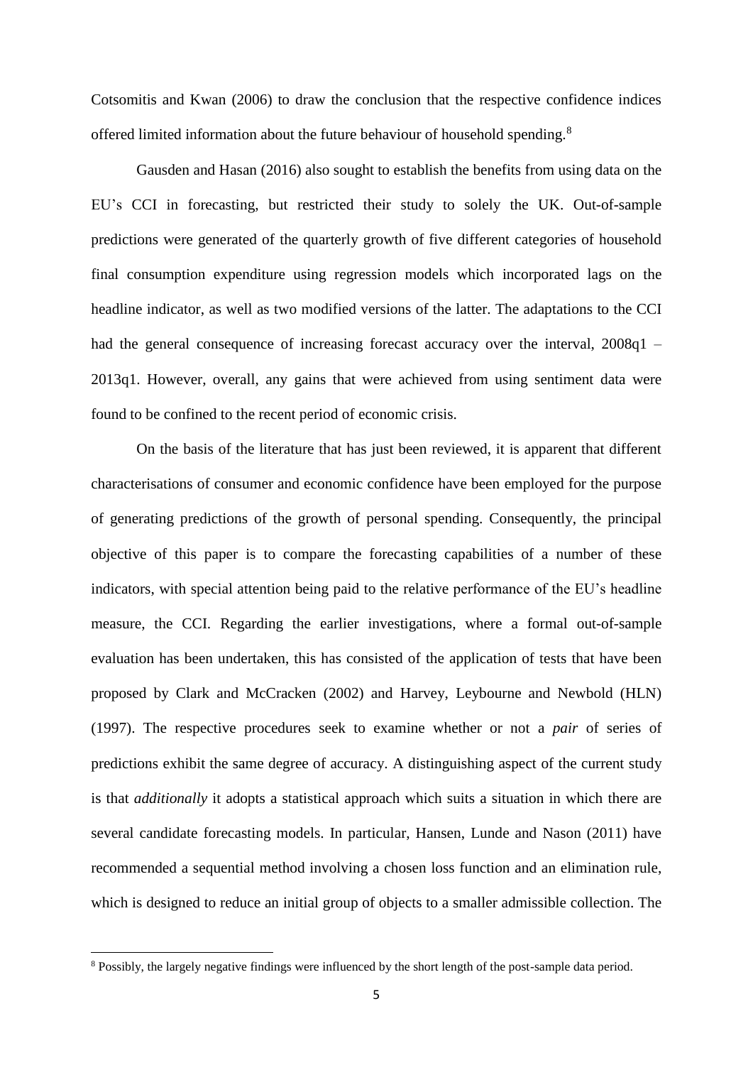Cotsomitis and Kwan (2006) to draw the conclusion that the respective confidence indices offered limited information about the future behaviour of household spending.[8]

Gausden and Hasan (2016) also sought to establish the benefits from using data on the EU's CCI in forecasting, but restricted their study to solely the UK. Out-of-sample predictions were generated of the quarterly growth of five different categories of household final consumption expenditure using regression models which incorporated lags on the headline indicator, as well as two modified versions of the latter. The adaptations to the CCI had the general consequence of increasing forecast accuracy over the interval, 2008q1 – 2013q1. However, overall, any gains that were achieved from using sentiment data were found to be confined to the recent period of economic crisis.

On the basis of the literature that has just been reviewed, it is apparent that different characterisations of consumer and economic confidence have been employed for the purpose of generating predictions of the growth of personal spending. Consequently, the principal objective of this paper is to compare the forecasting capabilities of a number of these indicators, with special attention being paid to the relative performance of the EU's headline measure, the CCI. Regarding the earlier investigations, where a formal out-of-sample evaluation has been undertaken, this has consisted of the application of tests that have been proposed by Clark and McCracken (2002) and Harvey, Leybourne and Newbold (HLN) (1997). The respective procedures seek to examine whether or not a *pair* of series of predictions exhibit the same degree of accuracy. A distinguishing aspect of the current study is that *additionally* it adopts a statistical approach which suits a situation in which there are several candidate forecasting models. In particular, Hansen, Lunde and Nason (2011) have recommended a sequential method involving a chosen loss function and an elimination rule, which is designed to reduce an initial group of objects to a smaller admissible collection. The

[8] Possibly, the largely negative findings were influenced by the short length of the post-sample data period.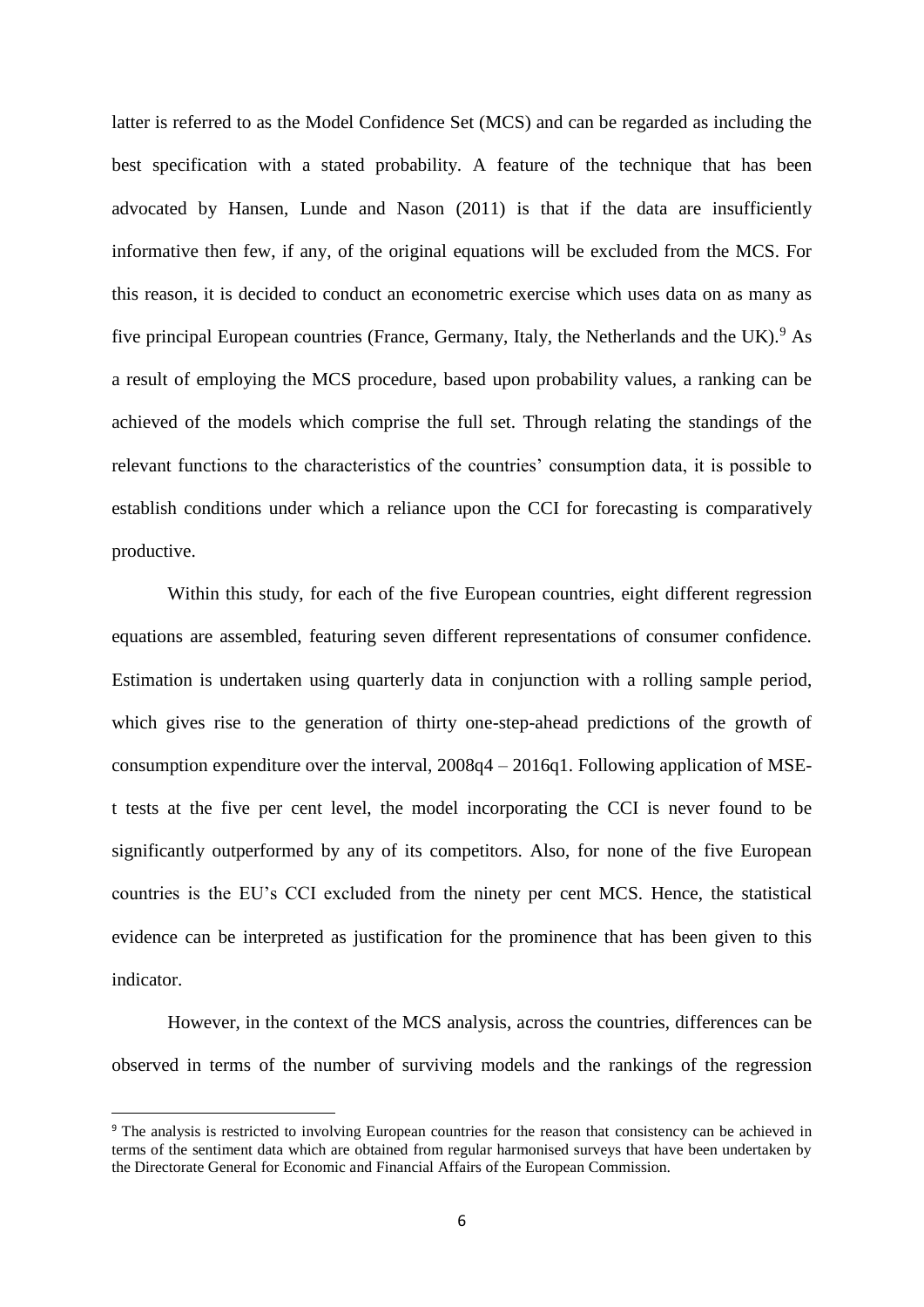latter is referred to as the Model Confidence Set (MCS) and can be regarded as including the best specification with a stated probability. A feature of the technique that has been advocated by Hansen, Lunde and Nason (2011) is that if the data are insufficiently informative then few, if any, of the original equations will be excluded from the MCS. For this reason, it is decided to conduct an econometric exercise which uses data on as many as five principal European countries (France, Germany, Italy, the Netherlands and the UK).[9] As a result of employing the MCS procedure, based upon probability values, a ranking can be achieved of the models which comprise the full set. Through relating the standings of the relevant functions to the characteristics of the countries' consumption data, it is possible to establish conditions under which a reliance upon the CCI for forecasting is comparatively productive.

Within this study, for each of the five European countries, eight different regression equations are assembled, featuring seven different representations of consumer confidence. Estimation is undertaken using quarterly data in conjunction with a rolling sample period, which gives rise to the generation of thirty one-step-ahead predictions of the growth of consumption expenditure over the interval, 2008q4 – 2016q1. Following application of MSE-t tests at the five per cent level, the model incorporating the CCI is never found to be significantly outperformed by any of its competitors. Also, for none of the five European countries is the EU's CCI excluded from the ninety per cent MCS. Hence, the statistical evidence can be interpreted as justification for the prominence that has been given to this indicator.

However, in the context of the MCS analysis, across the countries, differences can be observed in terms of the number of surviving models and the rankings of the regression

[9] The analysis is restricted to involving European countries for the reason that consistency can be achieved in terms of the sentiment data which are obtained from regular harmonised surveys that have been undertaken by the Directorate General for Economic and Financial Affairs of the European Commission.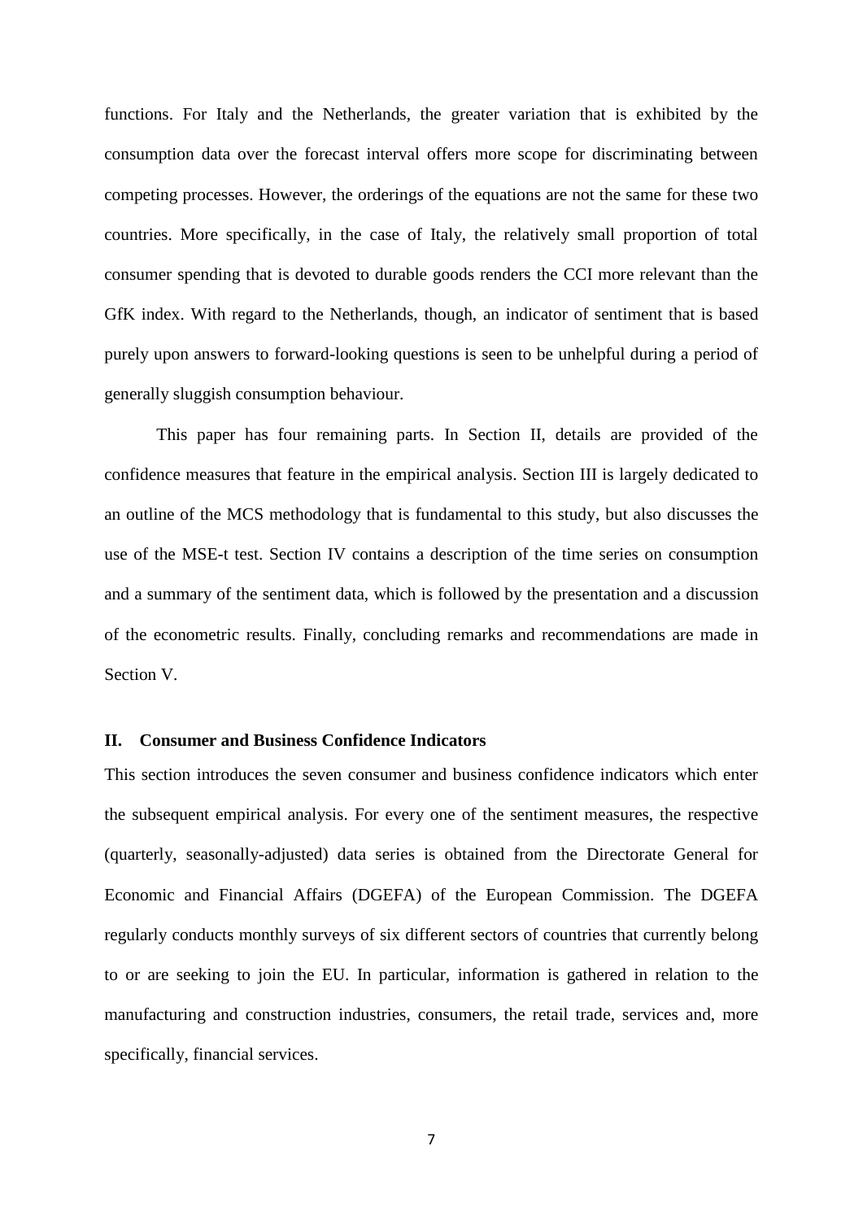functions. For Italy and the Netherlands, the greater variation that is exhibited by the consumption data over the forecast interval offers more scope for discriminating between competing processes. However, the orderings of the equations are not the same for these two countries. More specifically, in the case of Italy, the relatively small proportion of total consumer spending that is devoted to durable goods renders the CCI more relevant than the GfK index. With regard to the Netherlands, though, an indicator of sentiment that is based purely upon answers to forward-looking questions is seen to be unhelpful during a period of generally sluggish consumption behaviour.

This paper has four remaining parts. In Section II, details are provided of the confidence measures that feature in the empirical analysis. Section III is largely dedicated to an outline of the MCS methodology that is fundamental to this study, but also discusses the use of the MSE-t test. Section IV contains a description of the time series on consumption and a summary of the sentiment data, which is followed by the presentation and a discussion of the econometric results. Finally, concluding remarks and recommendations are made in Section V.

## II. Consumer and Business Confidence Indicators

This section introduces the seven consumer and business confidence indicators which enter the subsequent empirical analysis. For every one of the sentiment measures, the respective (quarterly, seasonally-adjusted) data series is obtained from the Directorate General for Economic and Financial Affairs (DGEFA) of the European Commission. The DGEFA regularly conducts monthly surveys of six different sectors of countries that currently belong to or are seeking to join the EU. In particular, information is gathered in relation to the manufacturing and construction industries, consumers, the retail trade, services and, more specifically, financial services.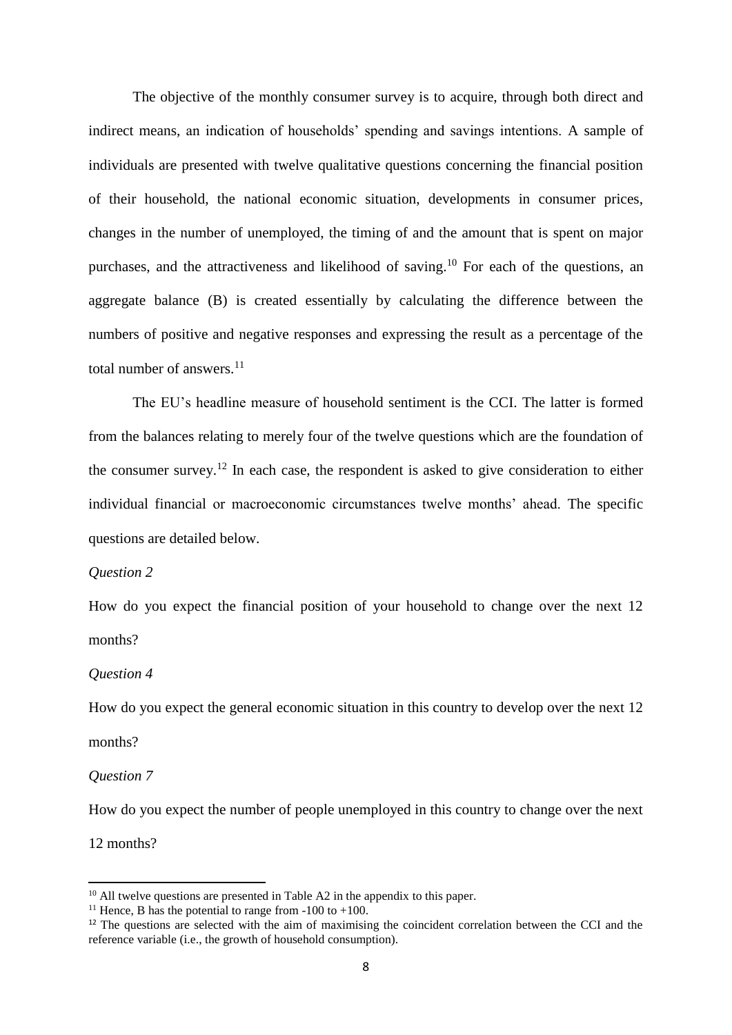The objective of the monthly consumer survey is to acquire, through both direct and indirect means, an indication of households' spending and savings intentions. A sample of individuals are presented with twelve qualitative questions concerning the financial position of their household, the national economic situation, developments in consumer prices, changes in the number of unemployed, the timing of and the amount that is spent on major purchases, and the attractiveness and likelihood of saving.[10] For each of the questions, an aggregate balance (B) is created essentially by calculating the difference between the numbers of positive and negative responses and expressing the result as a percentage of the total number of answers.[11]

The EU's headline measure of household sentiment is the CCI. The latter is formed from the balances relating to merely four of the twelve questions which are the foundation of the consumer survey.[12] In each case, the respondent is asked to give consideration to either individual financial or macroeconomic circumstances twelve months' ahead. The specific questions are detailed below.

*Question 2*

How do you expect the financial position of your household to change over the next 12 months?

*Question 4*

How do you expect the general economic situation in this country to develop over the next 12 months?

*Question 7*

How do you expect the number of people unemployed in this country to change over the next 12 months?

---

[10] All twelve questions are presented in Table A2 in the appendix to this paper.

[11] Hence, B has the potential to range from -100 to +100.

[12] The questions are selected with the aim of maximising the coincident correlation between the CCI and the reference variable (i.e., the growth of household consumption).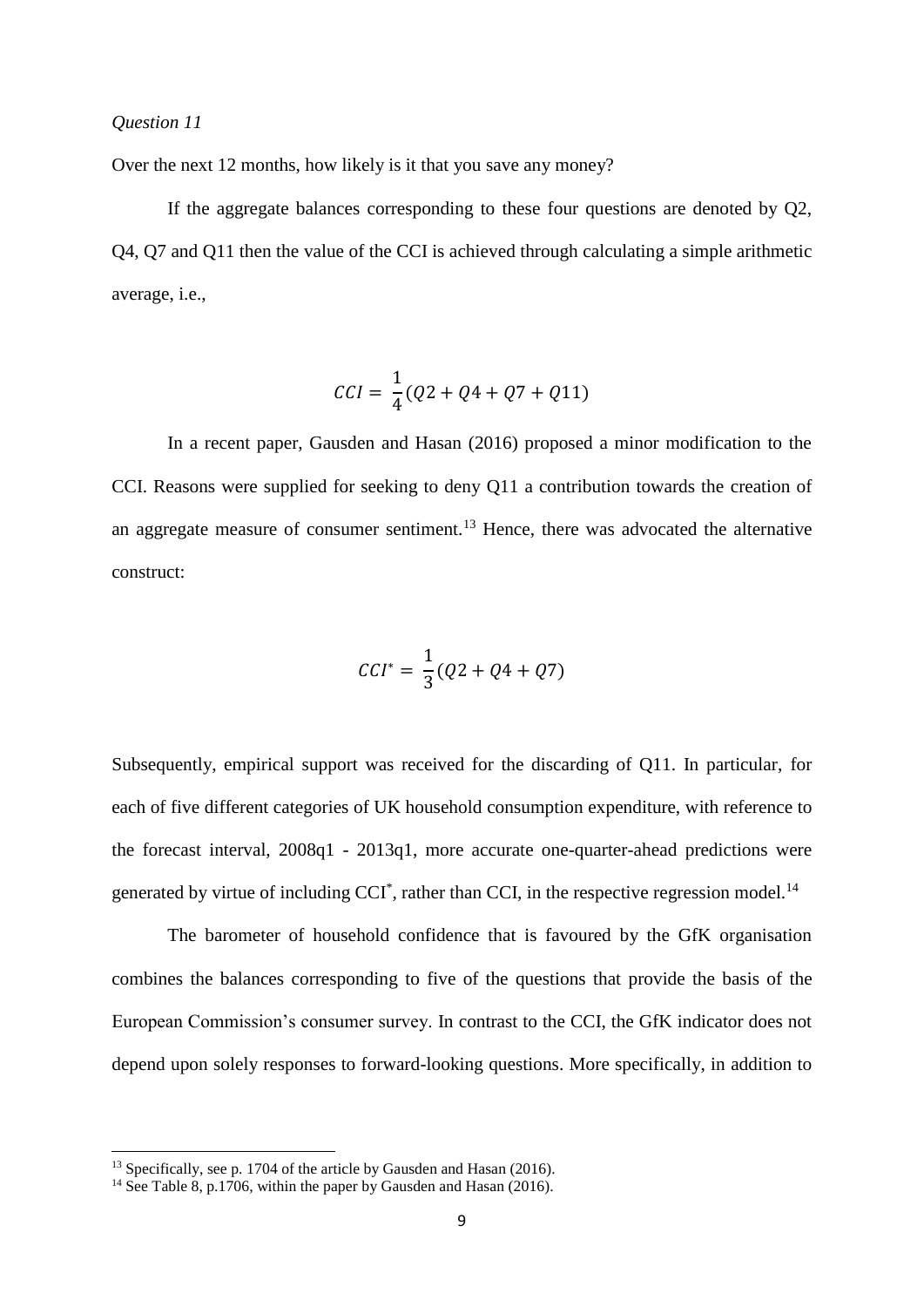*Question 11*

Over the next 12 months, how likely is it that you save any money?

If the aggregate balances corresponding to these four questions are denoted by Q2, Q4, Q7 and Q11 then the value of the CCI is achieved through calculating a simple arithmetic average, i.e.,

$$CCI = \frac{1}{4}(Q2 + Q4 + Q7 + Q11)$$

In a recent paper, Gausden and Hasan (2016) proposed a minor modification to the CCI. Reasons were supplied for seeking to deny Q11 a contribution towards the creation of an aggregate measure of consumer sentiment.[13] Hence, there was advocated the alternative construct:

$$CCI^{*} = \frac{1}{3}(Q2 + Q4 + Q7)$$

Subsequently, empirical support was received for the discarding of Q11. In particular, for each of five different categories of UK household consumption expenditure, with reference to the forecast interval, 2008q1 - 2013q1, more accurate one-quarter-ahead predictions were generated by virtue of including $CCI^{*}$, rather than CCI, in the respective regression model.[14]

The barometer of household confidence that is favoured by the GfK organisation combines the balances corresponding to five of the questions that provide the basis of the European Commission's consumer survey. In contrast to the CCI, the GfK indicator does not depend upon solely responses to forward-looking questions. More specifically, in addition to

---

[13] Specifically, see p. 1704 of the article by Gausden and Hasan (2016).

[14] See Table 8, p.1706, within the paper by Gausden and Hasan (2016).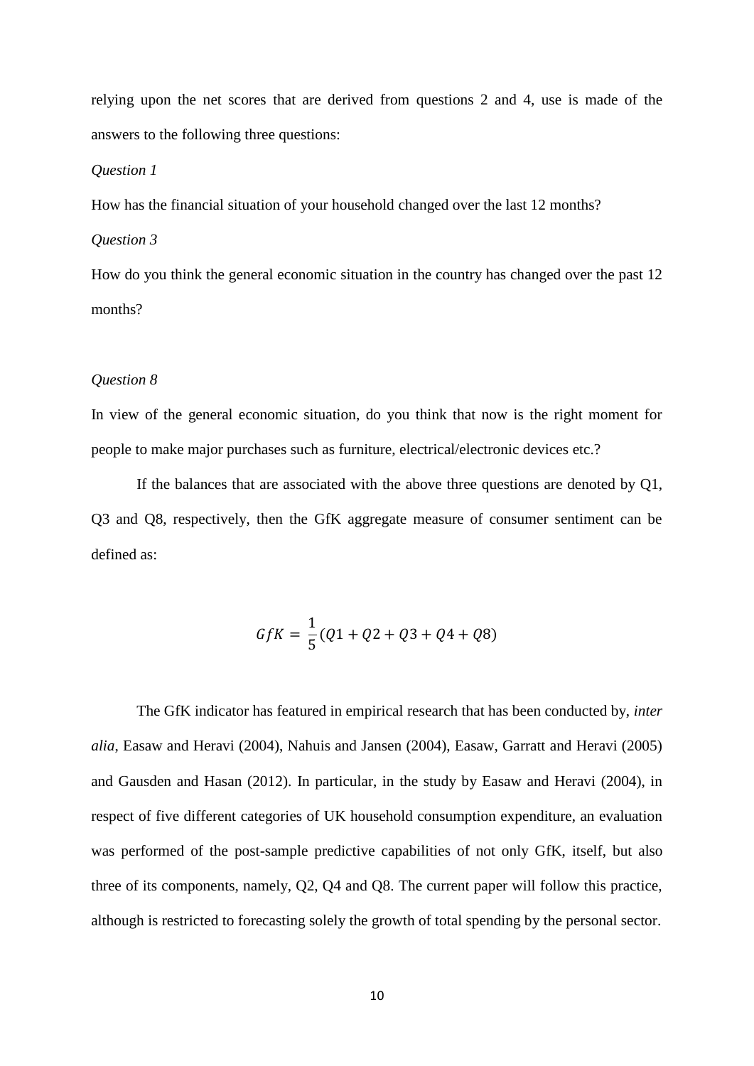relying upon the net scores that are derived from questions 2 and 4, use is made of the answers to the following three questions:

*Question 1*

How has the financial situation of your household changed over the last 12 months?

*Question 3*

How do you think the general economic situation in the country has changed over the past 12 months?

*Question 8*

In view of the general economic situation, do you think that now is the right moment for people to make major purchases such as furniture, electrical/electronic devices etc.?

If the balances that are associated with the above three questions are denoted by Q1, Q3 and Q8, respectively, then the GfK aggregate measure of consumer sentiment can be defined as:

$$GfK = \frac{1}{5}(Q1 + Q2 + Q3 + Q4 + Q8)$$

The GfK indicator has featured in empirical research that has been conducted by, *inter alia*, Easaw and Heravi (2004), Nahuis and Jansen (2004), Easaw, Garratt and Heravi (2005) and Gausden and Hasan (2012). In particular, in the study by Easaw and Heravi (2004), in respect of five different categories of UK household consumption expenditure, an evaluation was performed of the post-sample predictive capabilities of not only GfK, itself, but also three of its components, namely, Q2, Q4 and Q8. The current paper will follow this practice, although is restricted to forecasting solely the growth of total spending by the personal sector.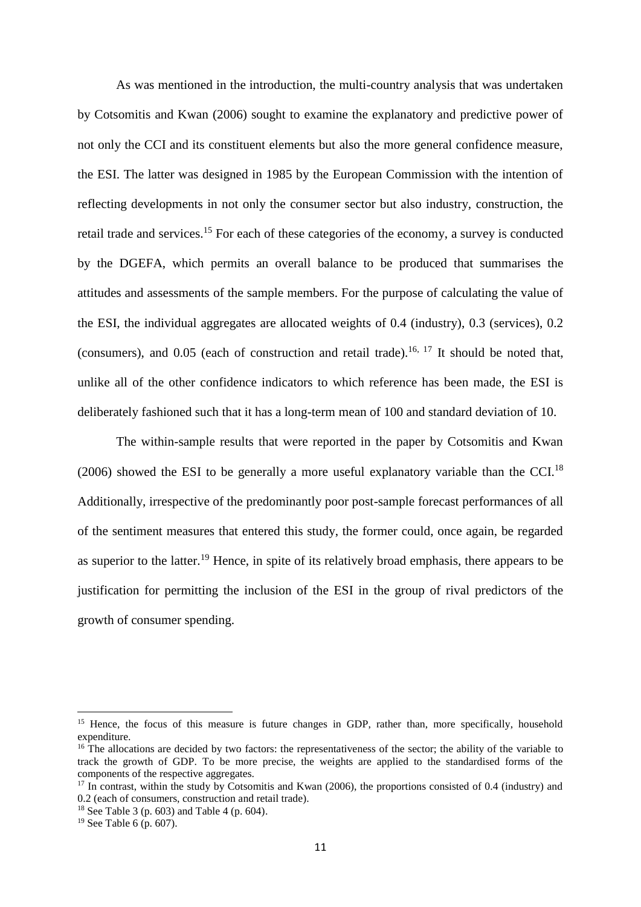As was mentioned in the introduction, the multi-country analysis that was undertaken by Cotsomitis and Kwan (2006) sought to examine the explanatory and predictive power of not only the CCI and its constituent elements but also the more general confidence measure, the ESI. The latter was designed in 1985 by the European Commission with the intention of reflecting developments in not only the consumer sector but also industry, construction, the retail trade and services.[15] For each of these categories of the economy, a survey is conducted by the DGEFA, which permits an overall balance to be produced that summarises the attitudes and assessments of the sample members. For the purpose of calculating the value of the ESI, the individual aggregates are allocated weights of 0.4 (industry), 0.3 (services), 0.2 (consumers), and 0.05 (each of construction and retail trade).[16, 17] It should be noted that, unlike all of the other confidence indicators to which reference has been made, the ESI is deliberately fashioned such that it has a long-term mean of 100 and standard deviation of 10.

The within-sample results that were reported in the paper by Cotsomitis and Kwan (2006) showed the ESI to be generally a more useful explanatory variable than the CCI.[18] Additionally, irrespective of the predominantly poor post-sample forecast performances of all of the sentiment measures that entered this study, the former could, once again, be regarded as superior to the latter.[19] Hence, in spite of its relatively broad emphasis, there appears to be justification for permitting the inclusion of the ESI in the group of rival predictors of the growth of consumer spending.

---

[15] Hence, the focus of this measure is future changes in GDP, rather than, more specifically, household expenditure.

[16] The allocations are decided by two factors: the representativeness of the sector; the ability of the variable to track the growth of GDP. To be more precise, the weights are applied to the standardised forms of the components of the respective aggregates.

[17] In contrast, within the study by Cotsomitis and Kwan (2006), the proportions consisted of 0.4 (industry) and 0.2 (each of consumers, construction and retail trade).

[18] See Table 3 (p. 603) and Table 4 (p. 604).

[19] See Table 6 (p. 607).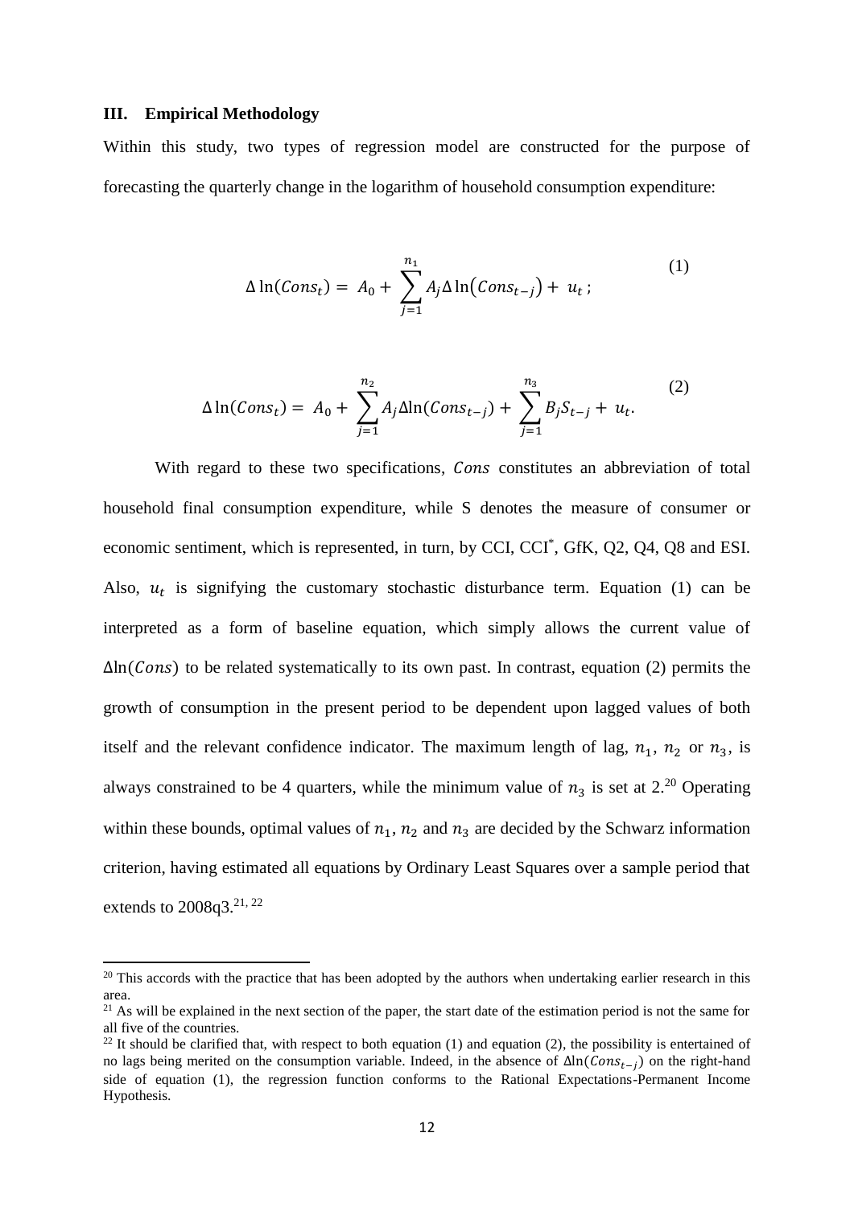### III. Empirical Methodology

Within this study, two types of regression model are constructed for the purpose of forecasting the quarterly change in the logarithm of household consumption expenditure:

$$\Delta \ln(Cons_t) = A_0 + \sum_{j=1}^{n_1} A_j \Delta \ln\left(Cons_{t-j}\right) + u_t \,; \tag{1}$$

$$\Delta \ln(Cons_t) = A_0 + \sum_{j=1}^{n_2} A_j \Delta \ln(Cons_{t-j}) + \sum_{j=1}^{n_3} B_j S_{t-j} + u_t. \tag{2}$$

With regard to these two specifications, $Cons$ constitutes an abbreviation of total household final consumption expenditure, while S denotes the measure of consumer or economic sentiment, which is represented, in turn, by CCI, CCI*, GfK, Q2, Q4, Q8 and ESI. Also, $u_t$ is signifying the customary stochastic disturbance term. Equation (1) can be interpreted as a form of baseline equation, which simply allows the current value of $\Delta\ln(Cons)$ to be related systematically to its own past. In contrast, equation (2) permits the growth of consumption in the present period to be dependent upon lagged values of both itself and the relevant confidence indicator. The maximum length of lag, $n_1$, $n_2$ or $n_3$, is always constrained to be 4 quarters, while the minimum value of $n_3$ is set at 2.[20] Operating within these bounds, optimal values of $n_1$, $n_2$ and $n_3$ are decided by the Schwarz information criterion, having estimated all equations by Ordinary Least Squares over a sample period that extends to 2008q3.[21, 22]

---

[20] This accords with the practice that has been adopted by the authors when undertaking earlier research in this area.

[21] As will be explained in the next section of the paper, the start date of the estimation period is not the same for all five of the countries.

[22] It should be clarified that, with respect to both equation (1) and equation (2), the possibility is entertained of no lags being merited on the consumption variable. Indeed, in the absence of $\Delta\ln(Cons_{t-j})$ on the right-hand side of equation (1), the regression function conforms to the Rational Expectations-Permanent Income Hypothesis.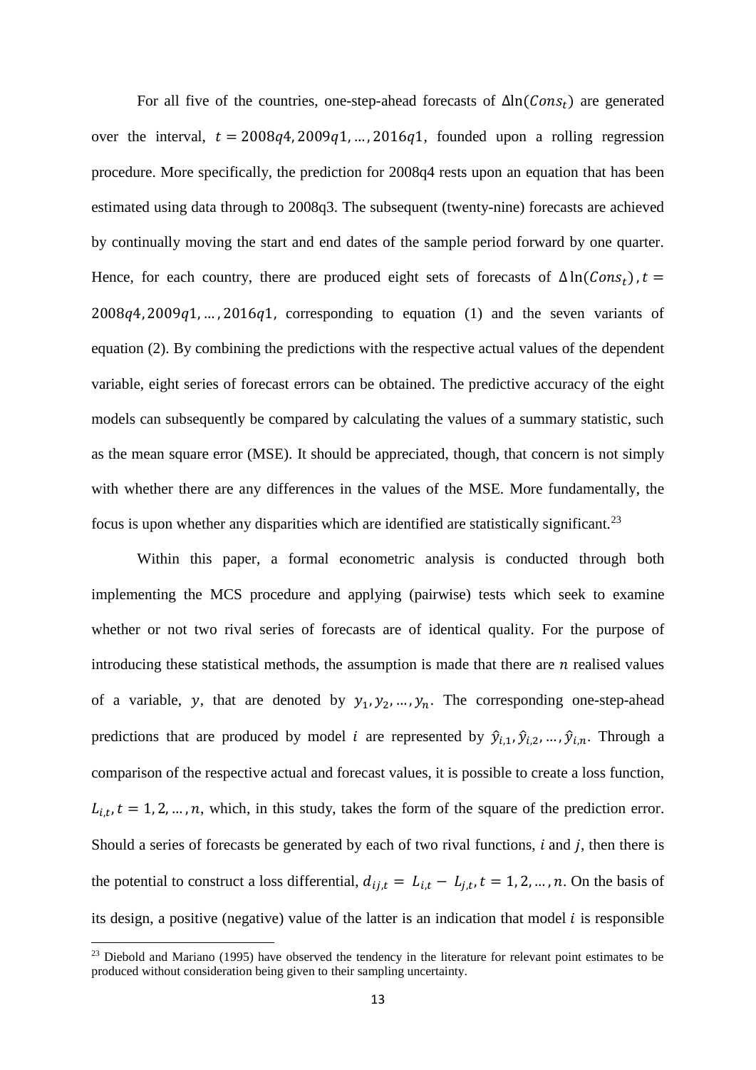For all five of the countries, one-step-ahead forecasts of $\Delta\ln(Cons_t)$ are generated over the interval, $t = 2008q4, 2009q1, \ldots, 2016q1$, founded upon a rolling regression procedure. More specifically, the prediction for 2008q4 rests upon an equation that has been estimated using data through to 2008q3. The subsequent (twenty-nine) forecasts are achieved by continually moving the start and end dates of the sample period forward by one quarter. Hence, for each country, there are produced eight sets of forecasts of $\Delta\ln(Cons_t), t = 2008q4, 2009q1, \ldots, 2016q1$, corresponding to equation (1) and the seven variants of equation (2). By combining the predictions with the respective actual values of the dependent variable, eight series of forecast errors can be obtained. The predictive accuracy of the eight models can subsequently be compared by calculating the values of a summary statistic, such as the mean square error (MSE). It should be appreciated, though, that concern is not simply with whether there are any differences in the values of the MSE. More fundamentally, the focus is upon whether any disparities which are identified are statistically significant.[23]

Within this paper, a formal econometric analysis is conducted through both implementing the MCS procedure and applying (pairwise) tests which seek to examine whether or not two rival series of forecasts are of identical quality. For the purpose of introducing these statistical methods, the assumption is made that there are $n$ realised values of a variable, $y$, that are denoted by $y_1, y_2, \ldots, y_n$. The corresponding one-step-ahead predictions that are produced by model $i$ are represented by $\hat{y}_{i,1}, \hat{y}_{i,2}, \ldots, \hat{y}_{i,n}$. Through a comparison of the respective actual and forecast values, it is possible to create a loss function, $L_{i,t}, t = 1, 2, \ldots, n$, which, in this study, takes the form of the square of the prediction error. Should a series of forecasts be generated by each of two rival functions, $i$ and $j$, then there is the potential to construct a loss differential, $d_{ij,t} = L_{i,t} - L_{j,t}, t = 1, 2, \ldots, n$. On the basis of its design, a positive (negative) value of the latter is an indication that model $i$ is responsible

[23] Diebold and Mariano (1995) have observed the tendency in the literature for relevant point estimates to be produced without consideration being given to their sampling uncertainty.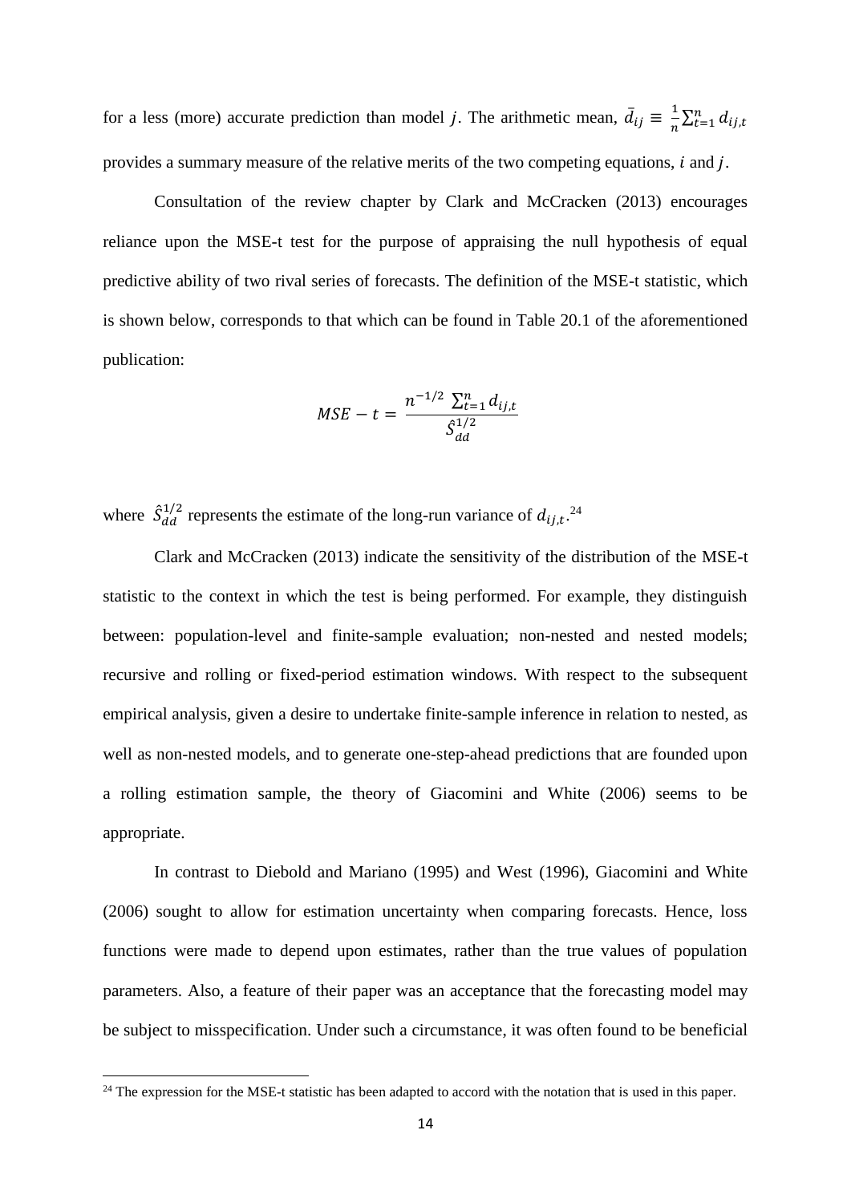for a less (more) accurate prediction than model $j$. The arithmetic mean, $\bar{d}_{ij} \equiv \frac{1}{n}\sum_{t=1}^{n} d_{ij,t}$ provides a summary measure of the relative merits of the two competing equations, $i$ and $j$.

Consultation of the review chapter by Clark and McCracken (2013) encourages reliance upon the MSE-t test for the purpose of appraising the null hypothesis of equal predictive ability of two rival series of forecasts. The definition of the MSE-t statistic, which is shown below, corresponds to that which can be found in Table 20.1 of the aforementioned publication:

$$MSE - t = \frac{n^{-1/2} \sum_{t=1}^{n} d_{ij,t}}{\hat{S}_{dd}^{1/2}}$$

where $\hat{S}_{dd}^{1/2}$ represents the estimate of the long-run variance of $d_{ij,t}$.[24]

Clark and McCracken (2013) indicate the sensitivity of the distribution of the MSE-t statistic to the context in which the test is being performed. For example, they distinguish between: population-level and finite-sample evaluation; non-nested and nested models; recursive and rolling or fixed-period estimation windows. With respect to the subsequent empirical analysis, given a desire to undertake finite-sample inference in relation to nested, as well as non-nested models, and to generate one-step-ahead predictions that are founded upon a rolling estimation sample, the theory of Giacomini and White (2006) seems to be appropriate.

In contrast to Diebold and Mariano (1995) and West (1996), Giacomini and White (2006) sought to allow for estimation uncertainty when comparing forecasts. Hence, loss functions were made to depend upon estimates, rather than the true values of population parameters. Also, a feature of their paper was an acceptance that the forecasting model may be subject to misspecification. Under such a circumstance, it was often found to be beneficial

[24] The expression for the MSE-t statistic has been adapted to accord with the notation that is used in this paper.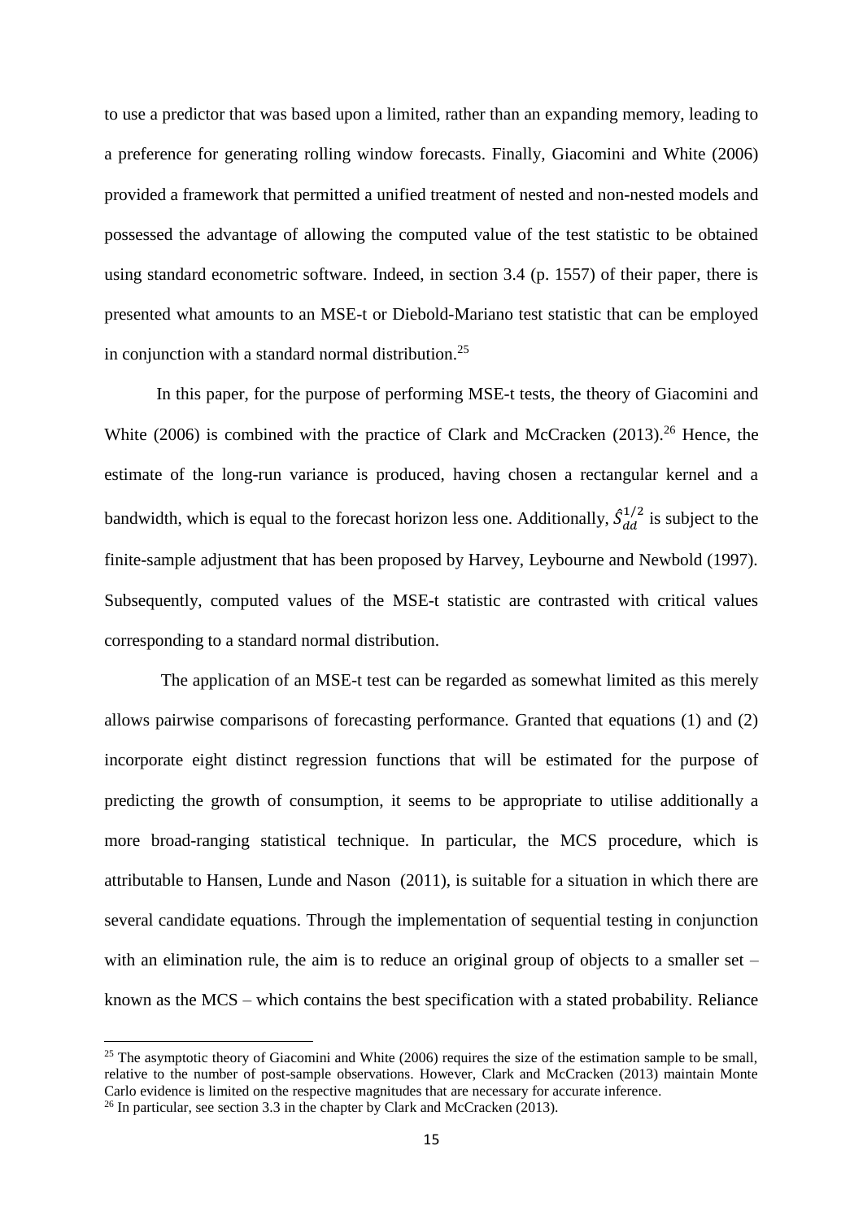to use a predictor that was based upon a limited, rather than an expanding memory, leading to a preference for generating rolling window forecasts. Finally, Giacomini and White (2006) provided a framework that permitted a unified treatment of nested and non-nested models and possessed the advantage of allowing the computed value of the test statistic to be obtained using standard econometric software. Indeed, in section 3.4 (p. 1557) of their paper, there is presented what amounts to an MSE-t or Diebold-Mariano test statistic that can be employed in conjunction with a standard normal distribution.[25]

In this paper, for the purpose of performing MSE-t tests, the theory of Giacomini and White (2006) is combined with the practice of Clark and McCracken (2013).[26] Hence, the estimate of the long-run variance is produced, having chosen a rectangular kernel and a bandwidth, which is equal to the forecast horizon less one. Additionally, $\hat{S}_{dd}^{1/2}$ is subject to the finite-sample adjustment that has been proposed by Harvey, Leybourne and Newbold (1997). Subsequently, computed values of the MSE-t statistic are contrasted with critical values corresponding to a standard normal distribution.

The application of an MSE-t test can be regarded as somewhat limited as this merely allows pairwise comparisons of forecasting performance. Granted that equations (1) and (2) incorporate eight distinct regression functions that will be estimated for the purpose of predicting the growth of consumption, it seems to be appropriate to utilise additionally a more broad-ranging statistical technique. In particular, the MCS procedure, which is attributable to Hansen, Lunde and Nason (2011), is suitable for a situation in which there are several candidate equations. Through the implementation of sequential testing in conjunction with an elimination rule, the aim is to reduce an original group of objects to a smaller set – known as the MCS – which contains the best specification with a stated probability. Reliance

[25] The asymptotic theory of Giacomini and White (2006) requires the size of the estimation sample to be small, relative to the number of post-sample observations. However, Clark and McCracken (2013) maintain Monte Carlo evidence is limited on the respective magnitudes that are necessary for accurate inference.

[26] In particular, see section 3.3 in the chapter by Clark and McCracken (2013).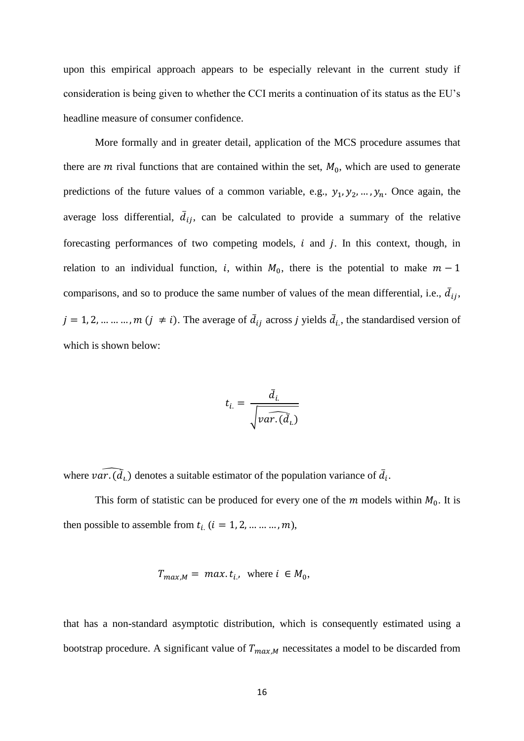upon this empirical approach appears to be especially relevant in the current study if consideration is being given to whether the CCI merits a continuation of its status as the EU's headline measure of consumer confidence.

More formally and in greater detail, application of the MCS procedure assumes that there are $m$ rival functions that are contained within the set, $M_0$, which are used to generate predictions of the future values of a common variable, e.g., $y_1, y_2, \ldots, y_n$. Once again, the average loss differential, $\bar{d}_{ij}$, can be calculated to provide a summary of the relative forecasting performances of two competing models, $i$ and $j$. In this context, though, in relation to an individual function, $i$, within $M_0$, there is the potential to make $m-1$ comparisons, and so to produce the same number of values of the mean differential, i.e., $\bar{d}_{ij}$, $j = 1, 2, \ldots \ldots \ldots, m$ $(j \neq i)$. The average of $\bar{d}_{ij}$ across $j$ yields $\bar{d}_{i.}$, the standardised version of which is shown below:

$$t_{i.} = \frac{\bar{d}_{i.}}{\sqrt{\widehat{var.(\bar{d}_{i.})}}}$$

where $\widehat{var.(\bar{d}_{i.})}$ denotes a suitable estimator of the population variance of $\bar{d}_i$.

This form of statistic can be produced for every one of the $m$ models within $M_0$. It is then possible to assemble from $t_{i.}$ $(i = 1, 2, \ldots \ldots \ldots, m)$,

$$T_{max,M} = max.\, t_{i.}, \text{ where } i \in M_0,$$

that has a non-standard asymptotic distribution, which is consequently estimated using a bootstrap procedure. A significant value of $T_{max,M}$ necessitates a model to be discarded from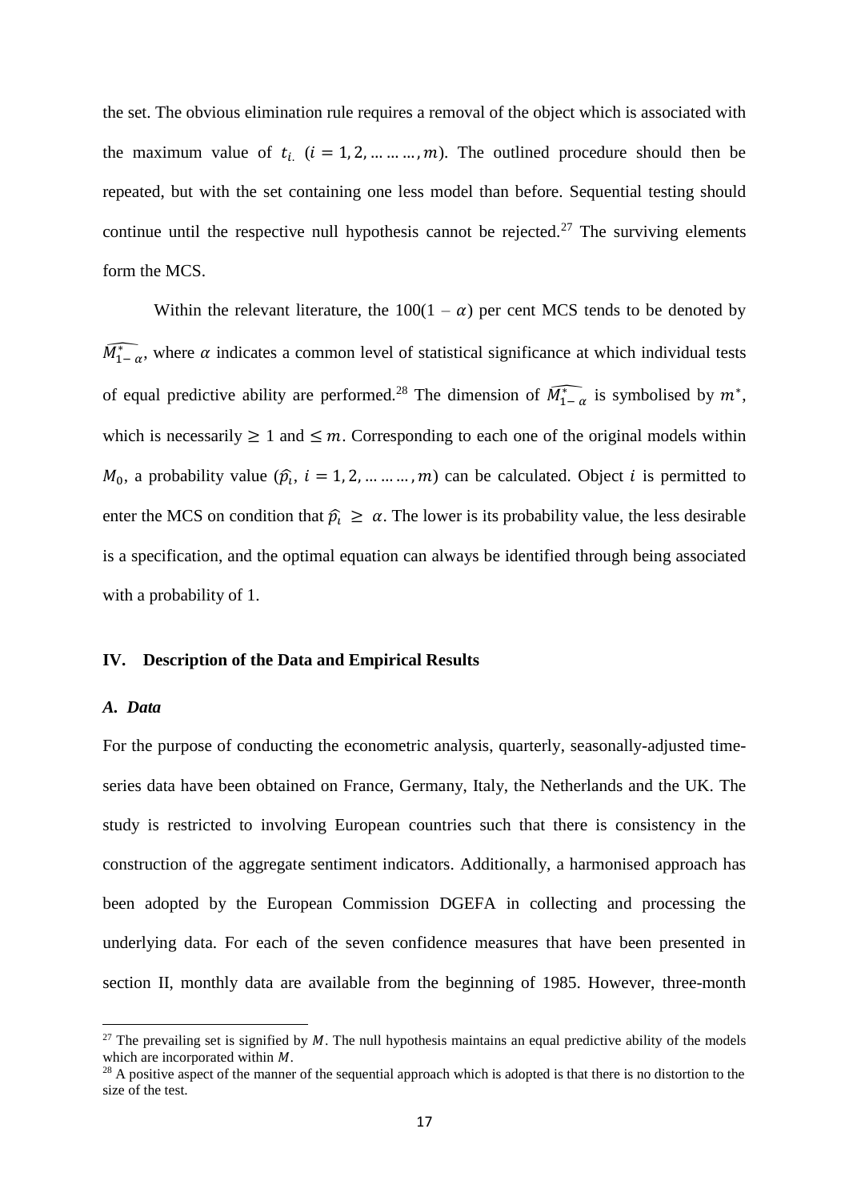the set. The obvious elimination rule requires a removal of the object which is associated with the maximum value of $t_{i.}$ ($i = 1, 2, \dots\dots\dots, m$). The outlined procedure should then be repeated, but with the set containing one less model than before. Sequential testing should continue until the respective null hypothesis cannot be rejected.[27] The surviving elements form the MCS.

Within the relevant literature, the $100(1 - \alpha)$ per cent MCS tends to be denoted by $\widehat{M_{1-\alpha}^{*}}$, where $\alpha$ indicates a common level of statistical significance at which individual tests of equal predictive ability are performed.[28] The dimension of $\widehat{M_{1-\alpha}^{*}}$ is symbolised by $m^{*}$, which is necessarily $\geq 1$ and $\leq m$. Corresponding to each one of the original models within $M_0$, a probability value ($\widehat{p}_i$, $i = 1, 2, \dots\dots\dots, m$) can be calculated. Object $i$ is permitted to enter the MCS on condition that $\widehat{p}_i \geq \alpha$. The lower is its probability value, the less desirable is a specification, and the optimal equation can always be identified through being associated with a probability of 1.

## IV. Description of the Data and Empirical Results

### *A. Data*

For the purpose of conducting the econometric analysis, quarterly, seasonally-adjusted time-series data have been obtained on France, Germany, Italy, the Netherlands and the UK. The study is restricted to involving European countries such that there is consistency in the construction of the aggregate sentiment indicators. Additionally, a harmonised approach has been adopted by the European Commission DGEFA in collecting and processing the underlying data. For each of the seven confidence measures that have been presented in section II, monthly data are available from the beginning of 1985. However, three-month

---

[27] The prevailing set is signified by $M$. The null hypothesis maintains an equal predictive ability of the models which are incorporated within $M$.

[28] A positive aspect of the manner of the sequential approach which is adopted is that there is no distortion to the size of the test.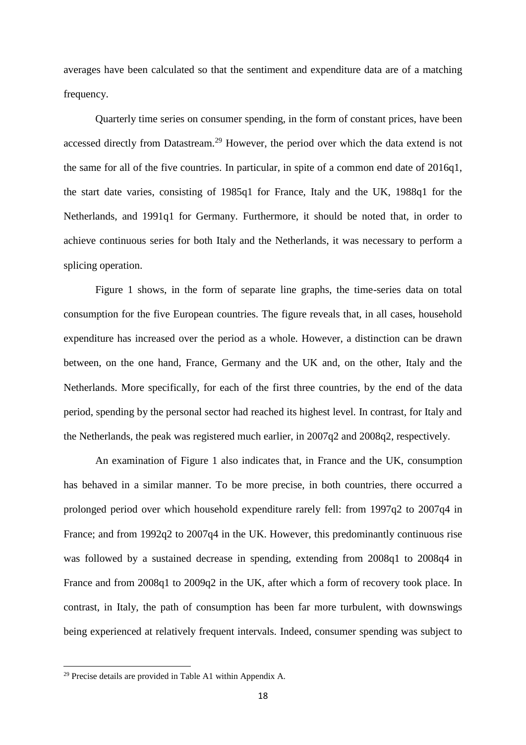averages have been calculated so that the sentiment and expenditure data are of a matching frequency.

Quarterly time series on consumer spending, in the form of constant prices, have been accessed directly from Datastream.[29] However, the period over which the data extend is not the same for all of the five countries. In particular, in spite of a common end date of 2016q1, the start date varies, consisting of 1985q1 for France, Italy and the UK, 1988q1 for the Netherlands, and 1991q1 for Germany. Furthermore, it should be noted that, in order to achieve continuous series for both Italy and the Netherlands, it was necessary to perform a splicing operation.

Figure 1 shows, in the form of separate line graphs, the time-series data on total consumption for the five European countries. The figure reveals that, in all cases, household expenditure has increased over the period as a whole. However, a distinction can be drawn between, on the one hand, France, Germany and the UK and, on the other, Italy and the Netherlands. More specifically, for each of the first three countries, by the end of the data period, spending by the personal sector had reached its highest level. In contrast, for Italy and the Netherlands, the peak was registered much earlier, in 2007q2 and 2008q2, respectively.

An examination of Figure 1 also indicates that, in France and the UK, consumption has behaved in a similar manner. To be more precise, in both countries, there occurred a prolonged period over which household expenditure rarely fell: from 1997q2 to 2007q4 in France; and from 1992q2 to 2007q4 in the UK. However, this predominantly continuous rise was followed by a sustained decrease in spending, extending from 2008q1 to 2008q4 in France and from 2008q1 to 2009q2 in the UK, after which a form of recovery took place. In contrast, in Italy, the path of consumption has been far more turbulent, with downswings being experienced at relatively frequent intervals. Indeed, consumer spending was subject to

[29] Precise details are provided in Table A1 within Appendix A.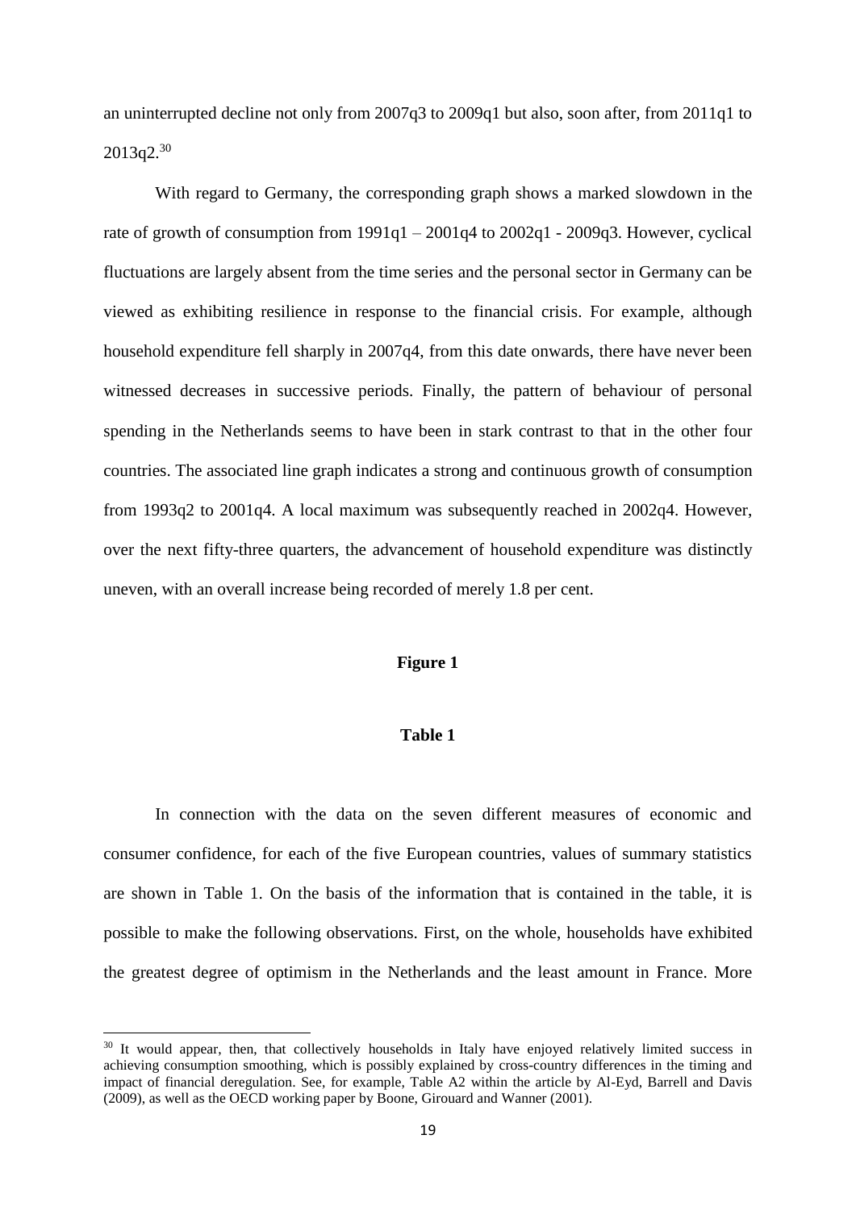an uninterrupted decline not only from 2007q3 to 2009q1 but also, soon after, from 2011q1 to 2013q2.[30]

With regard to Germany, the corresponding graph shows a marked slowdown in the rate of growth of consumption from 1991q1 – 2001q4 to 2002q1 - 2009q3. However, cyclical fluctuations are largely absent from the time series and the personal sector in Germany can be viewed as exhibiting resilience in response to the financial crisis. For example, although household expenditure fell sharply in 2007q4, from this date onwards, there have never been witnessed decreases in successive periods. Finally, the pattern of behaviour of personal spending in the Netherlands seems to have been in stark contrast to that in the other four countries. The associated line graph indicates a strong and continuous growth of consumption from 1993q2 to 2001q4. A local maximum was subsequently reached in 2002q4. However, over the next fifty-three quarters, the advancement of household expenditure was distinctly uneven, with an overall increase being recorded of merely 1.8 per cent.

**Figure 1**

**Table 1**

In connection with the data on the seven different measures of economic and consumer confidence, for each of the five European countries, values of summary statistics are shown in Table 1. On the basis of the information that is contained in the table, it is possible to make the following observations. First, on the whole, households have exhibited the greatest degree of optimism in the Netherlands and the least amount in France. More

[30] It would appear, then, that collectively households in Italy have enjoyed relatively limited success in achieving consumption smoothing, which is possibly explained by cross-country differences in the timing and impact of financial deregulation. See, for example, Table A2 within the article by Al-Eyd, Barrell and Davis (2009), as well as the OECD working paper by Boone, Girouard and Wanner (2001).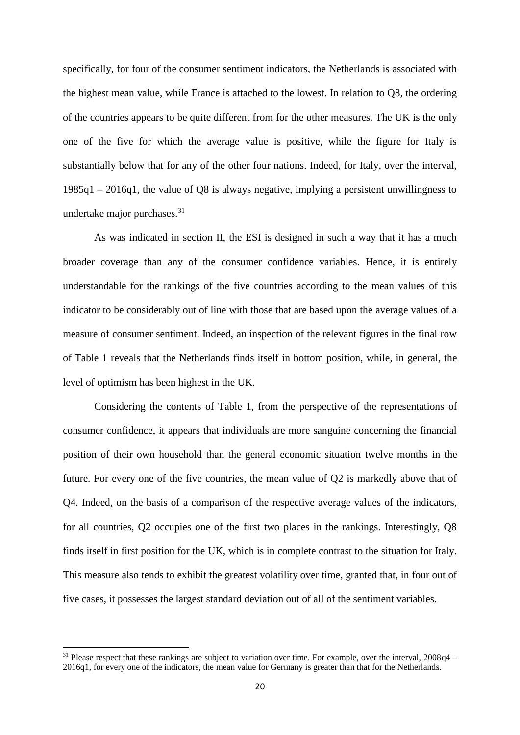specifically, for four of the consumer sentiment indicators, the Netherlands is associated with the highest mean value, while France is attached to the lowest. In relation to Q8, the ordering of the countries appears to be quite different from for the other measures. The UK is the only one of the five for which the average value is positive, while the figure for Italy is substantially below that for any of the other four nations. Indeed, for Italy, over the interval, 1985q1 – 2016q1, the value of Q8 is always negative, implying a persistent unwillingness to undertake major purchases.[31]

As was indicated in section II, the ESI is designed in such a way that it has a much broader coverage than any of the consumer confidence variables. Hence, it is entirely understandable for the rankings of the five countries according to the mean values of this indicator to be considerably out of line with those that are based upon the average values of a measure of consumer sentiment. Indeed, an inspection of the relevant figures in the final row of Table 1 reveals that the Netherlands finds itself in bottom position, while, in general, the level of optimism has been highest in the UK.

Considering the contents of Table 1, from the perspective of the representations of consumer confidence, it appears that individuals are more sanguine concerning the financial position of their own household than the general economic situation twelve months in the future. For every one of the five countries, the mean value of Q2 is markedly above that of Q4. Indeed, on the basis of a comparison of the respective average values of the indicators, for all countries, Q2 occupies one of the first two places in the rankings. Interestingly, Q8 finds itself in first position for the UK, which is in complete contrast to the situation for Italy. This measure also tends to exhibit the greatest volatility over time, granted that, in four out of five cases, it possesses the largest standard deviation out of all of the sentiment variables.

[31] Please respect that these rankings are subject to variation over time. For example, over the interval, 2008q4 – 2016q1, for every one of the indicators, the mean value for Germany is greater than that for the Netherlands.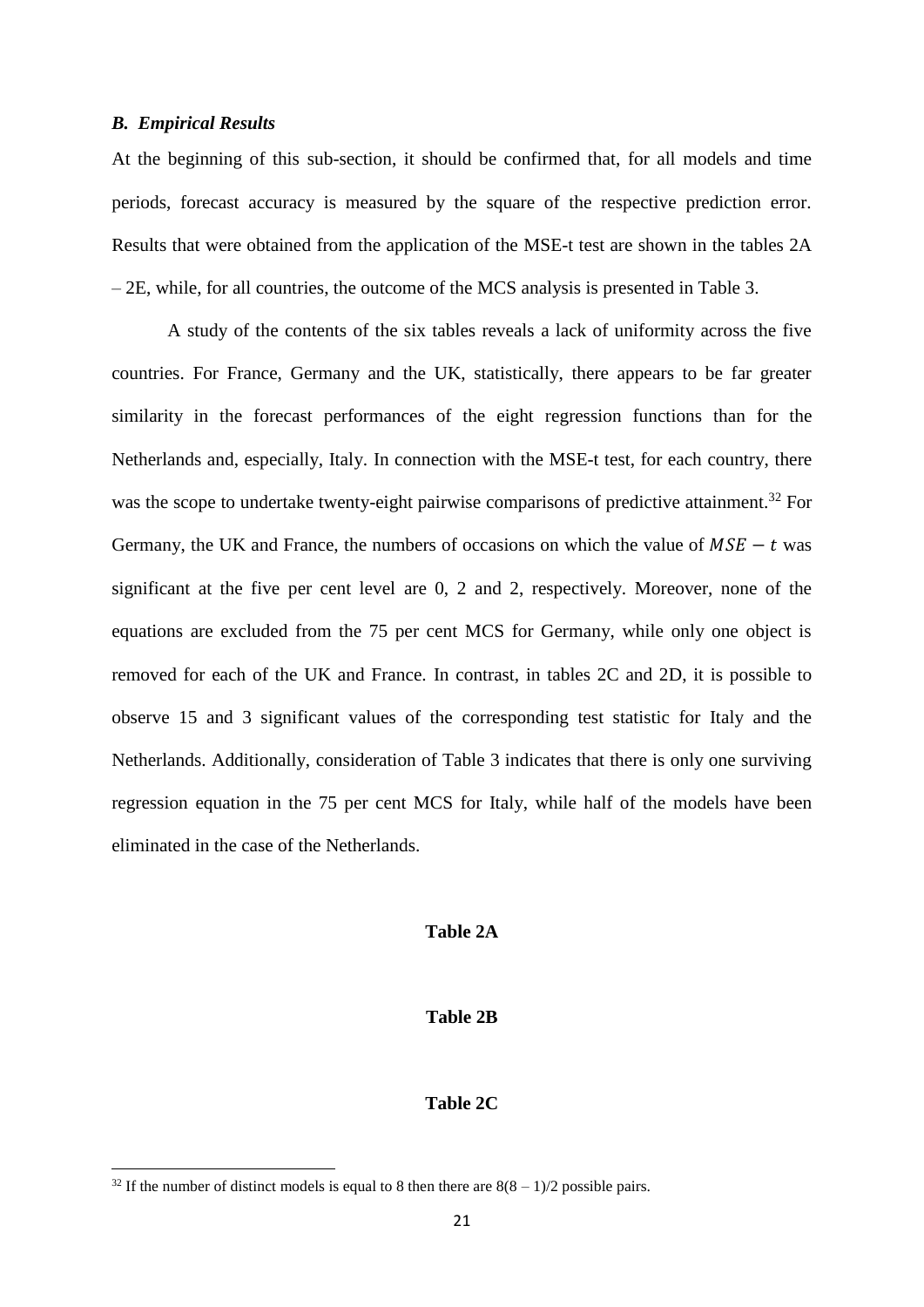### *B. Empirical Results*

At the beginning of this sub-section, it should be confirmed that, for all models and time periods, forecast accuracy is measured by the square of the respective prediction error. Results that were obtained from the application of the MSE-t test are shown in the tables 2A – 2E, while, for all countries, the outcome of the MCS analysis is presented in Table 3.

A study of the contents of the six tables reveals a lack of uniformity across the five countries. For France, Germany and the UK, statistically, there appears to be far greater similarity in the forecast performances of the eight regression functions than for the Netherlands and, especially, Italy. In connection with the MSE-t test, for each country, there was the scope to undertake twenty-eight pairwise comparisons of predictive attainment.[32] For Germany, the UK and France, the numbers of occasions on which the value of $MSE - t$ was significant at the five per cent level are 0, 2 and 2, respectively. Moreover, none of the equations are excluded from the 75 per cent MCS for Germany, while only one object is removed for each of the UK and France. In contrast, in tables 2C and 2D, it is possible to observe 15 and 3 significant values of the corresponding test statistic for Italy and the Netherlands. Additionally, consideration of Table 3 indicates that there is only one surviving regression equation in the 75 per cent MCS for Italy, while half of the models have been eliminated in the case of the Netherlands.

**Table 2A**

**Table 2B**

**Table 2C**

[32] If the number of distinct models is equal to 8 then there are $8(8 - 1)/2$ possible pairs.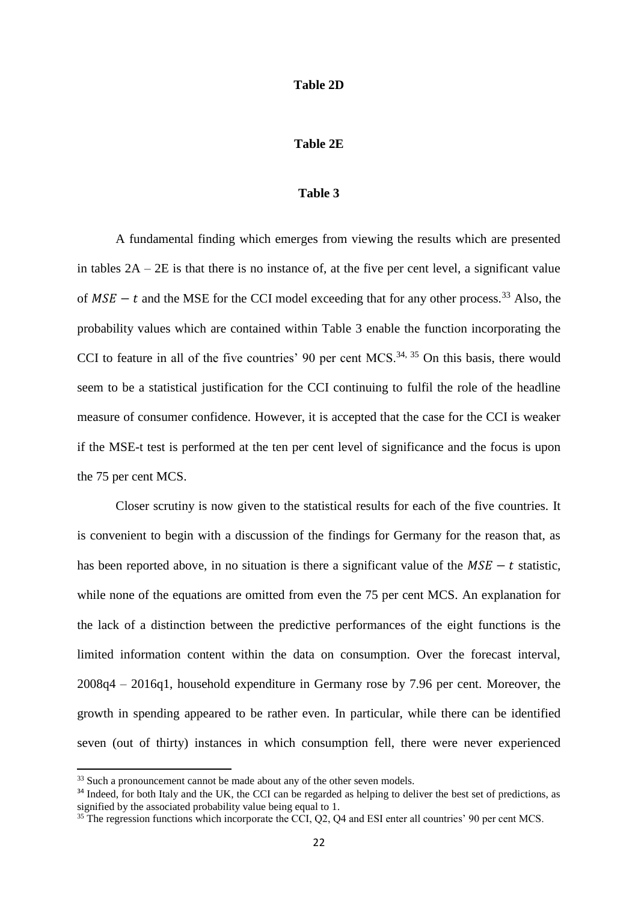**Table 2D**

**Table 2E**

**Table 3**

A fundamental finding which emerges from viewing the results which are presented in tables 2A – 2E is that there is no instance of, at the five per cent level, a significant value of $MSE - t$ and the MSE for the CCI model exceeding that for any other process.[33] Also, the probability values which are contained within Table 3 enable the function incorporating the CCI to feature in all of the five countries' 90 per cent MCS.[34, 35] On this basis, there would seem to be a statistical justification for the CCI continuing to fulfil the role of the headline measure of consumer confidence. However, it is accepted that the case for the CCI is weaker if the MSE-t test is performed at the ten per cent level of significance and the focus is upon the 75 per cent MCS.

Closer scrutiny is now given to the statistical results for each of the five countries. It is convenient to begin with a discussion of the findings for Germany for the reason that, as has been reported above, in no situation is there a significant value of the $MSE - t$ statistic, while none of the equations are omitted from even the 75 per cent MCS. An explanation for the lack of a distinction between the predictive performances of the eight functions is the limited information content within the data on consumption. Over the forecast interval, 2008q4 – 2016q1, household expenditure in Germany rose by 7.96 per cent. Moreover, the growth in spending appeared to be rather even. In particular, while there can be identified seven (out of thirty) instances in which consumption fell, there were never experienced

[33] Such a pronouncement cannot be made about any of the other seven models.

[34] Indeed, for both Italy and the UK, the CCI can be regarded as helping to deliver the best set of predictions, as signified by the associated probability value being equal to 1.

[35] The regression functions which incorporate the CCI, Q2, Q4 and ESI enter all countries' 90 per cent MCS.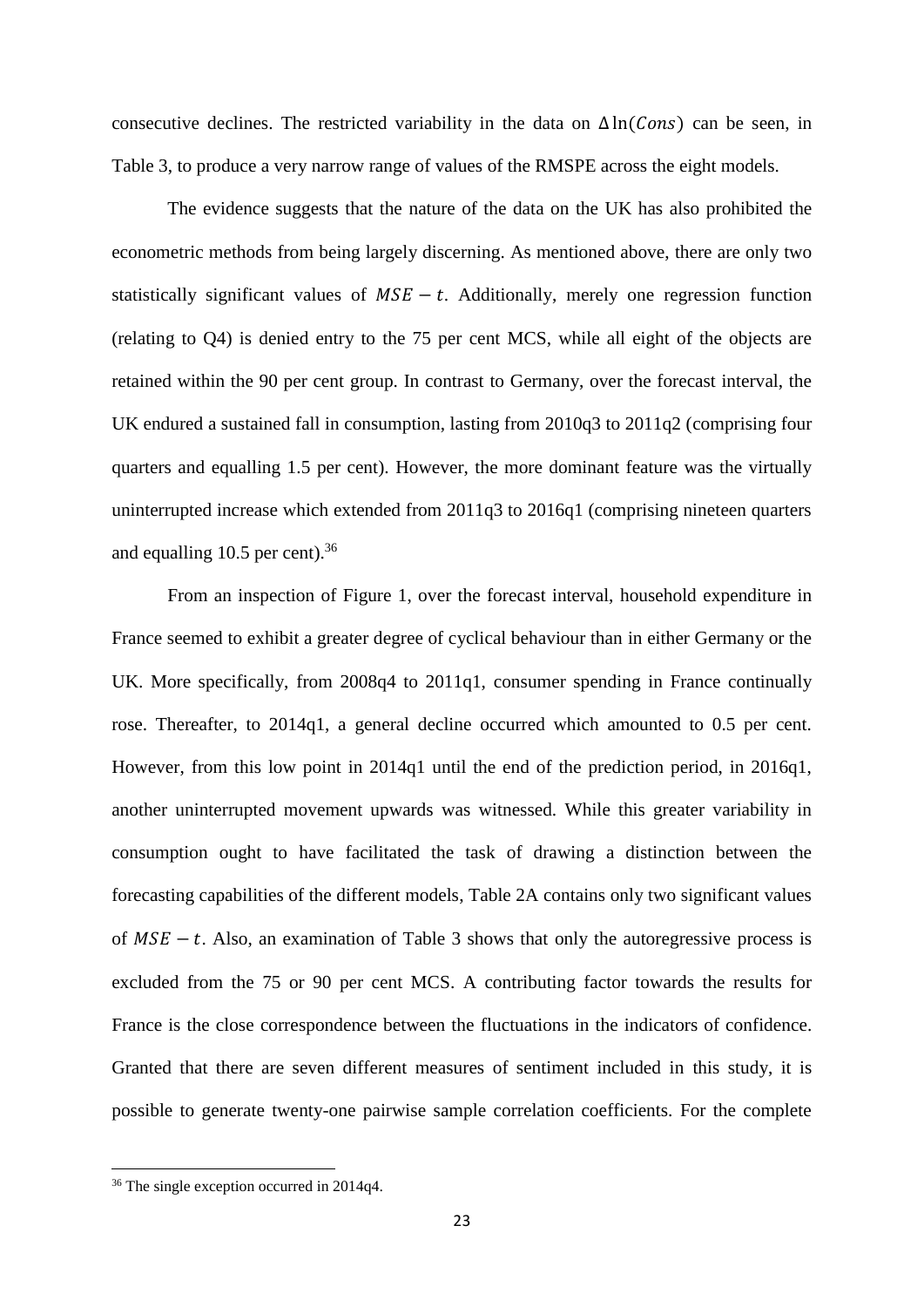consecutive declines. The restricted variability in the data on $\Delta \ln(Cons)$ can be seen, in Table 3, to produce a very narrow range of values of the RMSPE across the eight models.

The evidence suggests that the nature of the data on the UK has also prohibited the econometric methods from being largely discerning. As mentioned above, there are only two statistically significant values of $MSE - t$. Additionally, merely one regression function (relating to Q4) is denied entry to the 75 per cent MCS, while all eight of the objects are retained within the 90 per cent group. In contrast to Germany, over the forecast interval, the UK endured a sustained fall in consumption, lasting from 2010q3 to 2011q2 (comprising four quarters and equalling 1.5 per cent). However, the more dominant feature was the virtually uninterrupted increase which extended from 2011q3 to 2016q1 (comprising nineteen quarters and equalling 10.5 per cent).[36]

From an inspection of Figure 1, over the forecast interval, household expenditure in France seemed to exhibit a greater degree of cyclical behaviour than in either Germany or the UK. More specifically, from 2008q4 to 2011q1, consumer spending in France continually rose. Thereafter, to 2014q1, a general decline occurred which amounted to 0.5 per cent. However, from this low point in 2014q1 until the end of the prediction period, in 2016q1, another uninterrupted movement upwards was witnessed. While this greater variability in consumption ought to have facilitated the task of drawing a distinction between the forecasting capabilities of the different models, Table 2A contains only two significant values of $MSE - t$. Also, an examination of Table 3 shows that only the autoregressive process is excluded from the 75 or 90 per cent MCS. A contributing factor towards the results for France is the close correspondence between the fluctuations in the indicators of confidence. Granted that there are seven different measures of sentiment included in this study, it is possible to generate twenty-one pairwise sample correlation coefficients. For the complete

[36] The single exception occurred in 2014q4.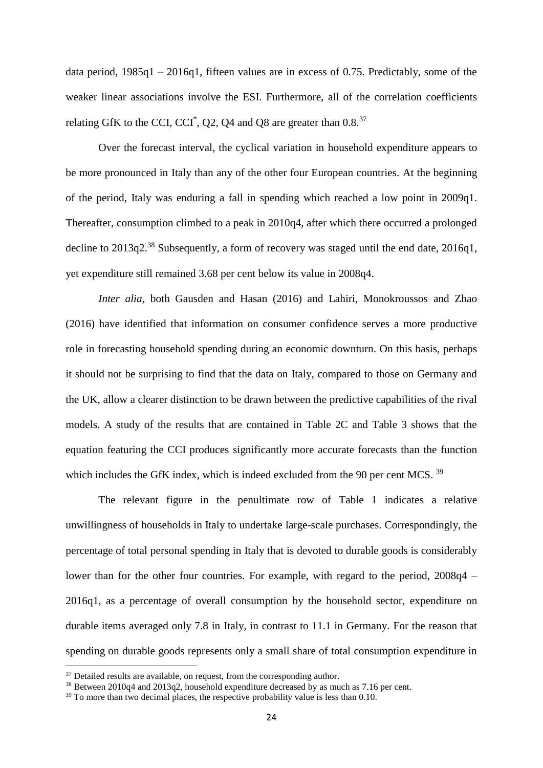data period, 1985q1 – 2016q1, fifteen values are in excess of 0.75. Predictably, some of the weaker linear associations involve the ESI. Furthermore, all of the correlation coefficients relating GfK to the CCI, CCI*, Q2, Q4 and Q8 are greater than 0.8.[37]

Over the forecast interval, the cyclical variation in household expenditure appears to be more pronounced in Italy than any of the other four European countries. At the beginning of the period, Italy was enduring a fall in spending which reached a low point in 2009q1. Thereafter, consumption climbed to a peak in 2010q4, after which there occurred a prolonged decline to 2013q2.[38] Subsequently, a form of recovery was staged until the end date, 2016q1, yet expenditure still remained 3.68 per cent below its value in 2008q4.

*Inter alia*, both Gausden and Hasan (2016) and Lahiri, Monokroussos and Zhao (2016) have identified that information on consumer confidence serves a more productive role in forecasting household spending during an economic downturn. On this basis, perhaps it should not be surprising to find that the data on Italy, compared to those on Germany and the UK, allow a clearer distinction to be drawn between the predictive capabilities of the rival models. A study of the results that are contained in Table 2C and Table 3 shows that the equation featuring the CCI produces significantly more accurate forecasts than the function which includes the GfK index, which is indeed excluded from the 90 per cent MCS.[39]

The relevant figure in the penultimate row of Table 1 indicates a relative unwillingness of households in Italy to undertake large-scale purchases. Correspondingly, the percentage of total personal spending in Italy that is devoted to durable goods is considerably lower than for the other four countries. For example, with regard to the period, 2008q4 – 2016q1, as a percentage of overall consumption by the household sector, expenditure on durable items averaged only 7.8 in Italy, in contrast to 11.1 in Germany. For the reason that spending on durable goods represents only a small share of total consumption expenditure in

[37] Detailed results are available, on request, from the corresponding author.

[38] Between 2010q4 and 2013q2, household expenditure decreased by as much as 7.16 per cent.

[39] To more than two decimal places, the respective probability value is less than 0.10.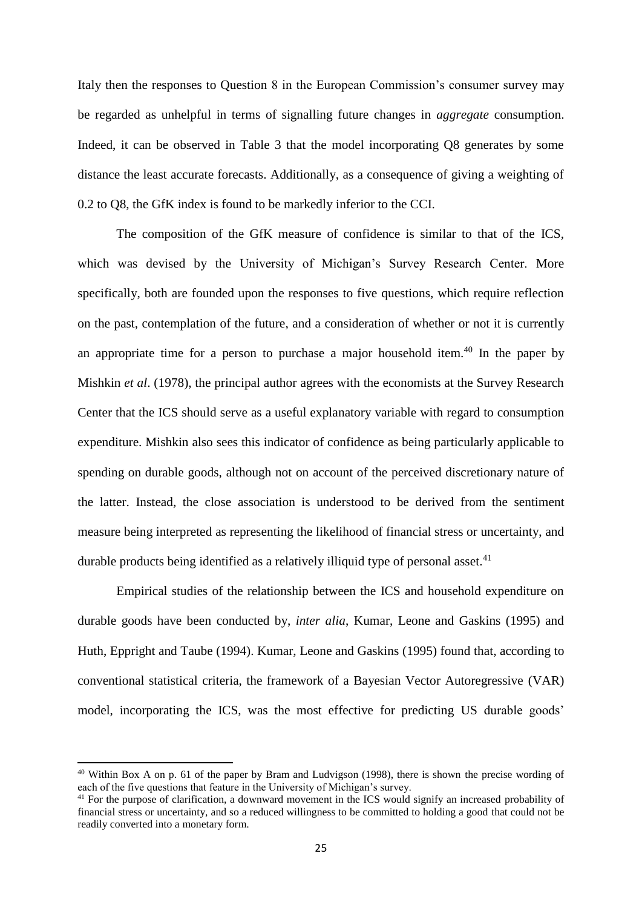Italy then the responses to Question 8 in the European Commission's consumer survey may be regarded as unhelpful in terms of signalling future changes in *aggregate* consumption. Indeed, it can be observed in Table 3 that the model incorporating Q8 generates by some distance the least accurate forecasts. Additionally, as a consequence of giving a weighting of 0.2 to Q8, the GfK index is found to be markedly inferior to the CCI.

The composition of the GfK measure of confidence is similar to that of the ICS, which was devised by the University of Michigan's Survey Research Center. More specifically, both are founded upon the responses to five questions, which require reflection on the past, contemplation of the future, and a consideration of whether or not it is currently an appropriate time for a person to purchase a major household item.[40] In the paper by Mishkin *et al*. (1978), the principal author agrees with the economists at the Survey Research Center that the ICS should serve as a useful explanatory variable with regard to consumption expenditure. Mishkin also sees this indicator of confidence as being particularly applicable to spending on durable goods, although not on account of the perceived discretionary nature of the latter. Instead, the close association is understood to be derived from the sentiment measure being interpreted as representing the likelihood of financial stress or uncertainty, and durable products being identified as a relatively illiquid type of personal asset.[41]

Empirical studies of the relationship between the ICS and household expenditure on durable goods have been conducted by, *inter alia*, Kumar, Leone and Gaskins (1995) and Huth, Eppright and Taube (1994). Kumar, Leone and Gaskins (1995) found that, according to conventional statistical criteria, the framework of a Bayesian Vector Autoregressive (VAR) model, incorporating the ICS, was the most effective for predicting US durable goods'

---

[40] Within Box A on p. 61 of the paper by Bram and Ludvigson (1998), there is shown the precise wording of each of the five questions that feature in the University of Michigan's survey.

[41] For the purpose of clarification, a downward movement in the ICS would signify an increased probability of financial stress or uncertainty, and so a reduced willingness to be committed to holding a good that could not be readily converted into a monetary form.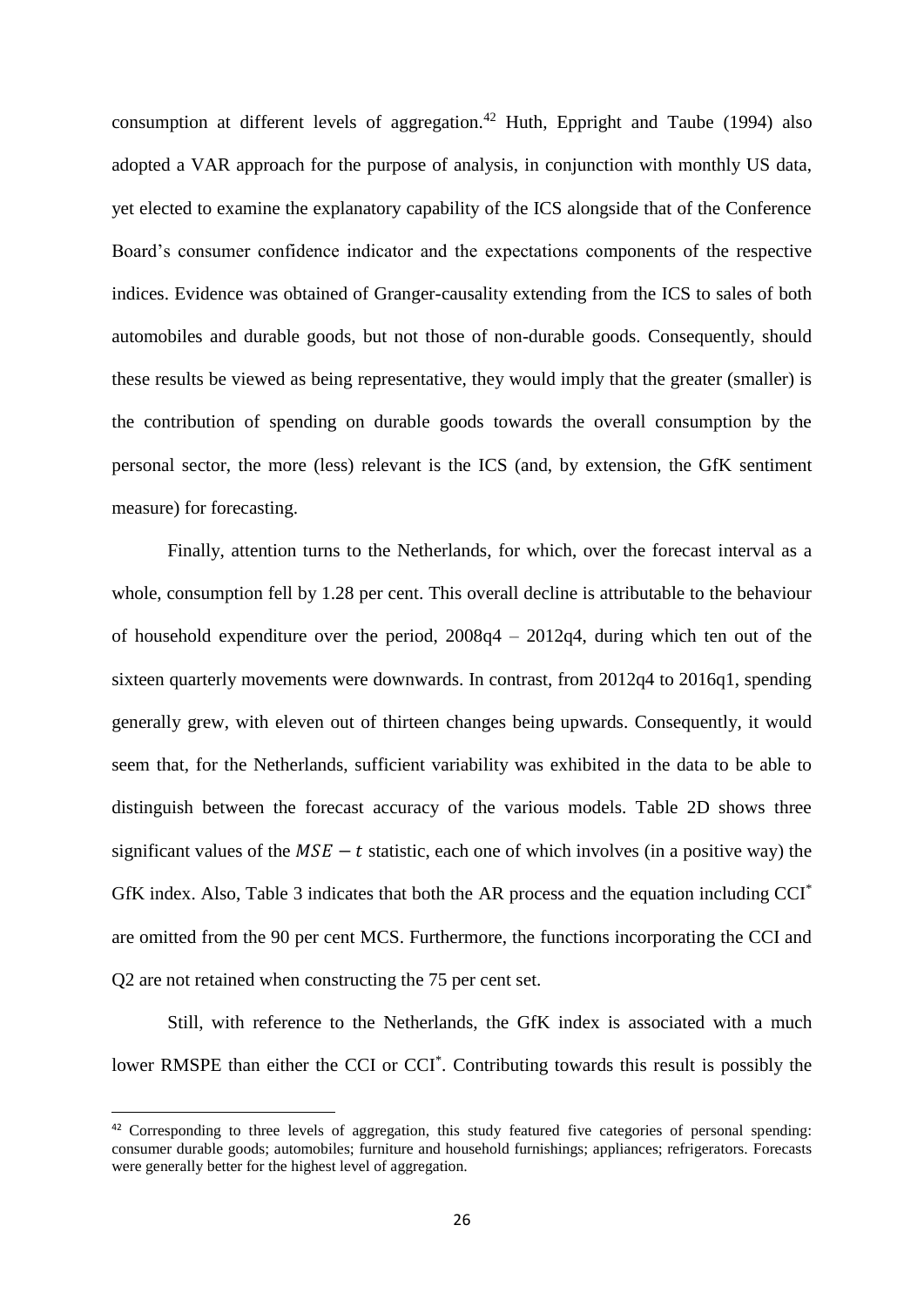consumption at different levels of aggregation.[42] Huth, Eppright and Taube (1994) also adopted a VAR approach for the purpose of analysis, in conjunction with monthly US data, yet elected to examine the explanatory capability of the ICS alongside that of the Conference Board's consumer confidence indicator and the expectations components of the respective indices. Evidence was obtained of Granger-causality extending from the ICS to sales of both automobiles and durable goods, but not those of non-durable goods. Consequently, should these results be viewed as being representative, they would imply that the greater (smaller) is the contribution of spending on durable goods towards the overall consumption by the personal sector, the more (less) relevant is the ICS (and, by extension, the GfK sentiment measure) for forecasting.

Finally, attention turns to the Netherlands, for which, over the forecast interval as a whole, consumption fell by 1.28 per cent. This overall decline is attributable to the behaviour of household expenditure over the period, 2008q4 – 2012q4, during which ten out of the sixteen quarterly movements were downwards. In contrast, from 2012q4 to 2016q1, spending generally grew, with eleven out of thirteen changes being upwards. Consequently, it would seem that, for the Netherlands, sufficient variability was exhibited in the data to be able to distinguish between the forecast accuracy of the various models. Table 2D shows three significant values of the $MSE - t$ statistic, each one of which involves (in a positive way) the GfK index. Also, Table 3 indicates that both the AR process and the equation including CCI$^*$ are omitted from the 90 per cent MCS. Furthermore, the functions incorporating the CCI and Q2 are not retained when constructing the 75 per cent set.

Still, with reference to the Netherlands, the GfK index is associated with a much lower RMSPE than either the CCI or CCI$^*$. Contributing towards this result is possibly the

[42] Corresponding to three levels of aggregation, this study featured five categories of personal spending: consumer durable goods; automobiles; furniture and household furnishings; appliances; refrigerators. Forecasts were generally better for the highest level of aggregation.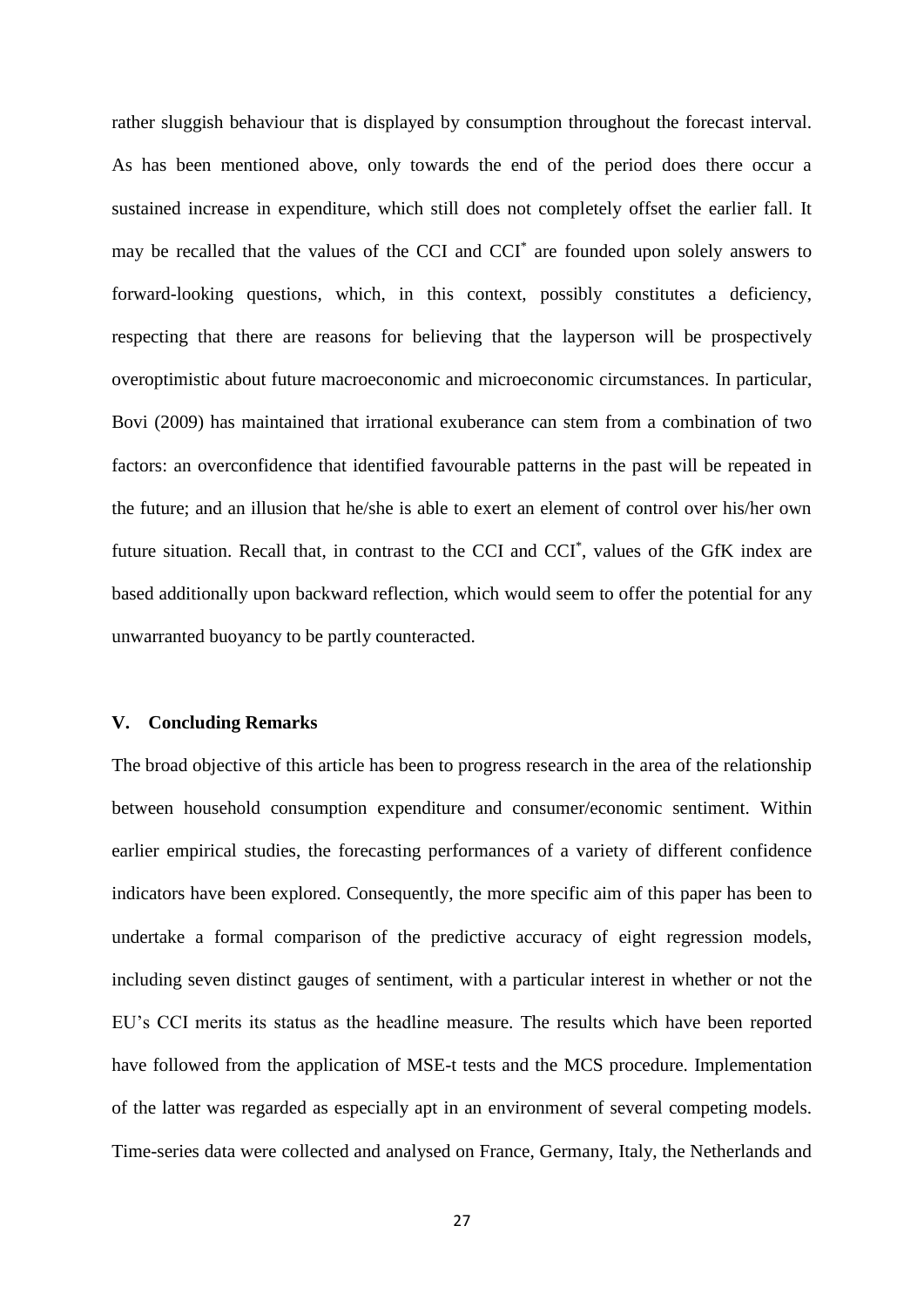rather sluggish behaviour that is displayed by consumption throughout the forecast interval. As has been mentioned above, only towards the end of the period does there occur a sustained increase in expenditure, which still does not completely offset the earlier fall. It may be recalled that the values of the CCI and CCI$^{*}$ are founded upon solely answers to forward-looking questions, which, in this context, possibly constitutes a deficiency, respecting that there are reasons for believing that the layperson will be prospectively overoptimistic about future macroeconomic and microeconomic circumstances. In particular, Bovi (2009) has maintained that irrational exuberance can stem from a combination of two factors: an overconfidence that identified favourable patterns in the past will be repeated in the future; and an illusion that he/she is able to exert an element of control over his/her own future situation. Recall that, in contrast to the CCI and CCI$^{*}$, values of the GfK index are based additionally upon backward reflection, which would seem to offer the potential for any unwarranted buoyancy to be partly counteracted.

## V. Concluding Remarks

The broad objective of this article has been to progress research in the area of the relationship between household consumption expenditure and consumer/economic sentiment. Within earlier empirical studies, the forecasting performances of a variety of different confidence indicators have been explored. Consequently, the more specific aim of this paper has been to undertake a formal comparison of the predictive accuracy of eight regression models, including seven distinct gauges of sentiment, with a particular interest in whether or not the EU's CCI merits its status as the headline measure. The results which have been reported have followed from the application of MSE-t tests and the MCS procedure. Implementation of the latter was regarded as especially apt in an environment of several competing models. Time-series data were collected and analysed on France, Germany, Italy, the Netherlands and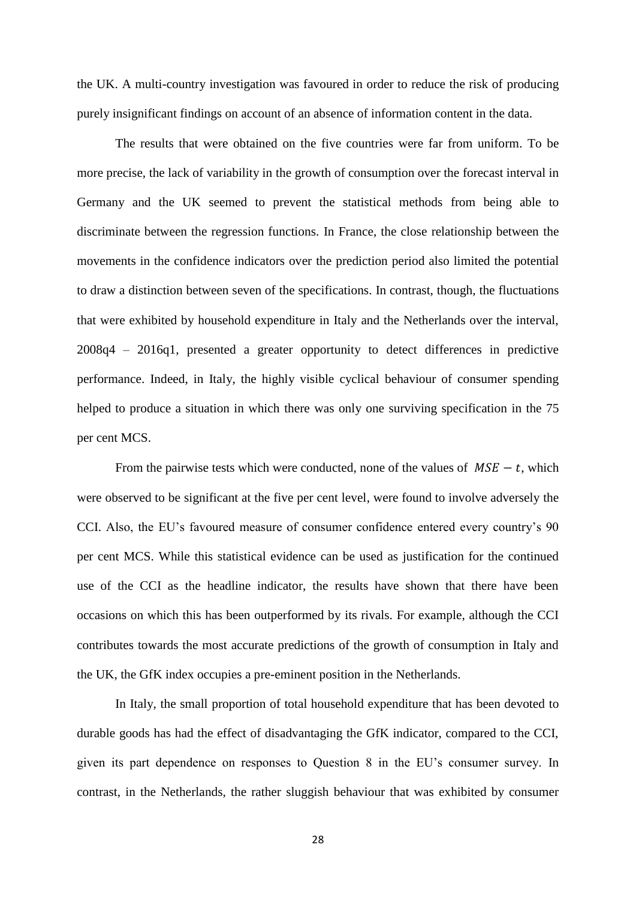the UK. A multi-country investigation was favoured in order to reduce the risk of producing purely insignificant findings on account of an absence of information content in the data.

The results that were obtained on the five countries were far from uniform. To be more precise, the lack of variability in the growth of consumption over the forecast interval in Germany and the UK seemed to prevent the statistical methods from being able to discriminate between the regression functions. In France, the close relationship between the movements in the confidence indicators over the prediction period also limited the potential to draw a distinction between seven of the specifications. In contrast, though, the fluctuations that were exhibited by household expenditure in Italy and the Netherlands over the interval, 2008q4 – 2016q1, presented a greater opportunity to detect differences in predictive performance. Indeed, in Italy, the highly visible cyclical behaviour of consumer spending helped to produce a situation in which there was only one surviving specification in the 75 per cent MCS.

From the pairwise tests which were conducted, none of the values of $MSE - t$, which were observed to be significant at the five per cent level, were found to involve adversely the CCI. Also, the EU's favoured measure of consumer confidence entered every country's 90 per cent MCS. While this statistical evidence can be used as justification for the continued use of the CCI as the headline indicator, the results have shown that there have been occasions on which this has been outperformed by its rivals. For example, although the CCI contributes towards the most accurate predictions of the growth of consumption in Italy and the UK, the GfK index occupies a pre-eminent position in the Netherlands.

In Italy, the small proportion of total household expenditure that has been devoted to durable goods has had the effect of disadvantaging the GfK indicator, compared to the CCI, given its part dependence on responses to Question 8 in the EU's consumer survey. In contrast, in the Netherlands, the rather sluggish behaviour that was exhibited by consumer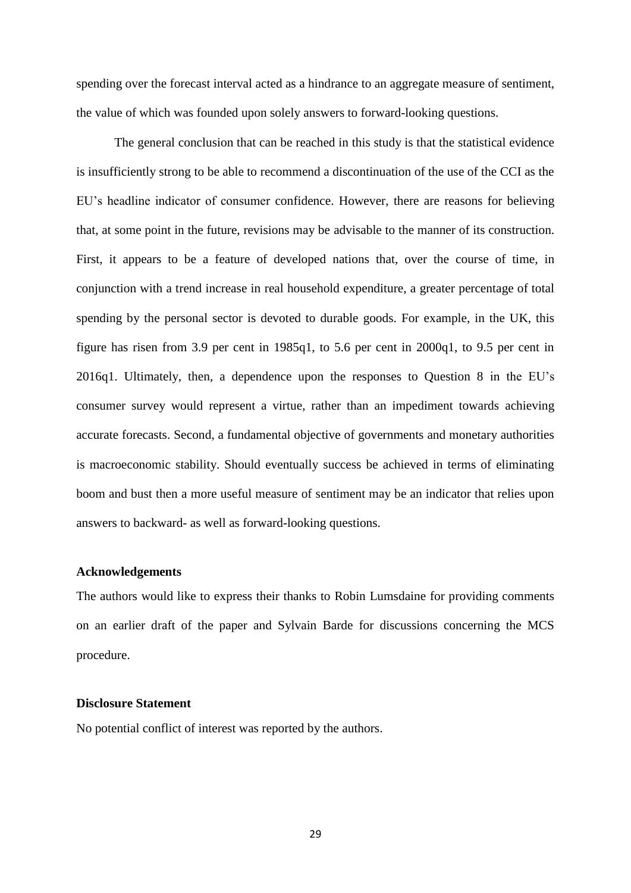spending over the forecast interval acted as a hindrance to an aggregate measure of sentiment, the value of which was founded upon solely answers to forward-looking questions.

The general conclusion that can be reached in this study is that the statistical evidence is insufficiently strong to be able to recommend a discontinuation of the use of the CCI as the EU's headline indicator of consumer confidence. However, there are reasons for believing that, at some point in the future, revisions may be advisable to the manner of its construction. First, it appears to be a feature of developed nations that, over the course of time, in conjunction with a trend increase in real household expenditure, a greater percentage of total spending by the personal sector is devoted to durable goods. For example, in the UK, this figure has risen from 3.9 per cent in 1985q1, to 5.6 per cent in 2000q1, to 9.5 per cent in 2016q1. Ultimately, then, a dependence upon the responses to Question 8 in the EU's consumer survey would represent a virtue, rather than an impediment towards achieving accurate forecasts. Second, a fundamental objective of governments and monetary authorities is macroeconomic stability. Should eventually success be achieved in terms of eliminating boom and bust then a more useful measure of sentiment may be an indicator that relies upon answers to backward- as well as forward-looking questions.

### Acknowledgements

The authors would like to express their thanks to Robin Lumsdaine for providing comments on an earlier draft of the paper and Sylvain Barde for discussions concerning the MCS procedure.

### Disclosure Statement

No potential conflict of interest was reported by the authors.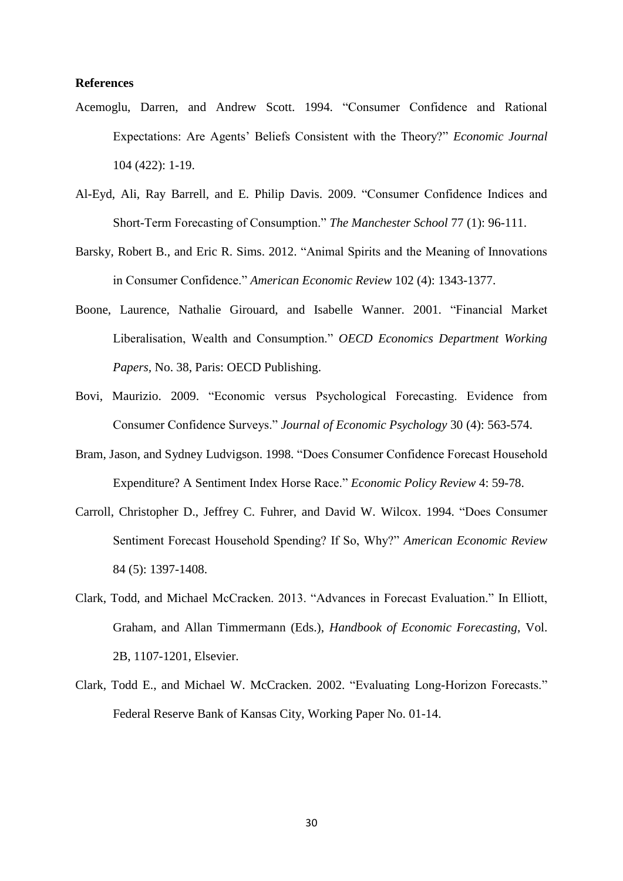**References**

Acemoglu, Darren, and Andrew Scott. 1994. "Consumer Confidence and Rational Expectations: Are Agents' Beliefs Consistent with the Theory?" *Economic Journal* 104 (422): 1-19.

Al-Eyd, Ali, Ray Barrell, and E. Philip Davis. 2009. "Consumer Confidence Indices and Short-Term Forecasting of Consumption." *The Manchester School* 77 (1): 96-111.

Barsky, Robert B., and Eric R. Sims. 2012. "Animal Spirits and the Meaning of Innovations in Consumer Confidence." *American Economic Review* 102 (4): 1343-1377.

Boone, Laurence, Nathalie Girouard, and Isabelle Wanner. 2001. "Financial Market Liberalisation, Wealth and Consumption." *OECD Economics Department Working Papers*, No. 38, Paris: OECD Publishing.

Bovi, Maurizio. 2009. "Economic versus Psychological Forecasting. Evidence from Consumer Confidence Surveys." *Journal of Economic Psychology* 30 (4): 563-574.

Bram, Jason, and Sydney Ludvigson. 1998. "Does Consumer Confidence Forecast Household Expenditure? A Sentiment Index Horse Race." *Economic Policy Review* 4: 59-78.

Carroll, Christopher D., Jeffrey C. Fuhrer, and David W. Wilcox. 1994. "Does Consumer Sentiment Forecast Household Spending? If So, Why?" *American Economic Review* 84 (5): 1397-1408.

Clark, Todd, and Michael McCracken. 2013. "Advances in Forecast Evaluation." In Elliott, Graham, and Allan Timmermann (Eds.), *Handbook of Economic Forecasting*, Vol. 2B, 1107-1201, Elsevier.

Clark, Todd E., and Michael W. McCracken. 2002. "Evaluating Long-Horizon Forecasts." Federal Reserve Bank of Kansas City, Working Paper No. 01-14.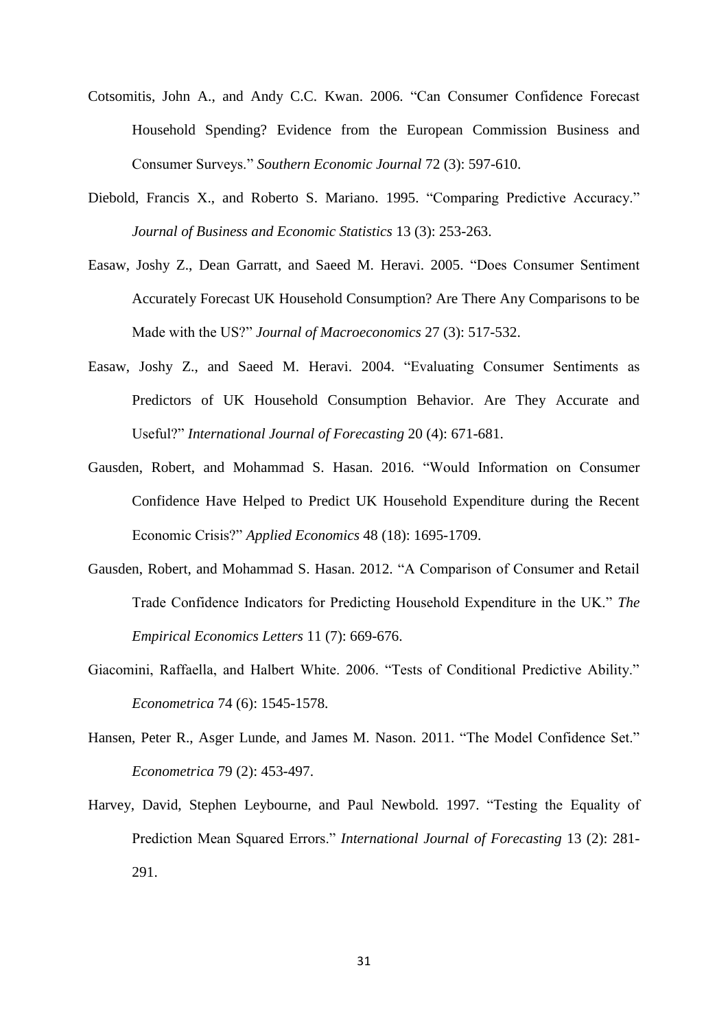Cotsomitis, John A., and Andy C.C. Kwan. 2006. “Can Consumer Confidence Forecast Household Spending? Evidence from the European Commission Business and Consumer Surveys.” *Southern Economic Journal* 72 (3): 597-610.

Diebold, Francis X., and Roberto S. Mariano. 1995. “Comparing Predictive Accuracy.” *Journal of Business and Economic Statistics* 13 (3): 253-263.

Easaw, Joshy Z., Dean Garratt, and Saeed M. Heravi. 2005. “Does Consumer Sentiment Accurately Forecast UK Household Consumption? Are There Any Comparisons to be Made with the US?” *Journal of Macroeconomics* 27 (3): 517-532.

Easaw, Joshy Z., and Saeed M. Heravi. 2004. “Evaluating Consumer Sentiments as Predictors of UK Household Consumption Behavior. Are They Accurate and Useful?” *International Journal of Forecasting* 20 (4): 671-681.

Gausden, Robert, and Mohammad S. Hasan. 2016. “Would Information on Consumer Confidence Have Helped to Predict UK Household Expenditure during the Recent Economic Crisis?” *Applied Economics* 48 (18): 1695-1709.

Gausden, Robert, and Mohammad S. Hasan. 2012. “A Comparison of Consumer and Retail Trade Confidence Indicators for Predicting Household Expenditure in the UK.” *The Empirical Economics Letters* 11 (7): 669-676.

Giacomini, Raffaella, and Halbert White. 2006. “Tests of Conditional Predictive Ability.” *Econometrica* 74 (6): 1545-1578.

Hansen, Peter R., Asger Lunde, and James M. Nason. 2011. “The Model Confidence Set.” *Econometrica* 79 (2): 453-497.

Harvey, David, Stephen Leybourne, and Paul Newbold. 1997. “Testing the Equality of Prediction Mean Squared Errors.” *International Journal of Forecasting* 13 (2): 281-291.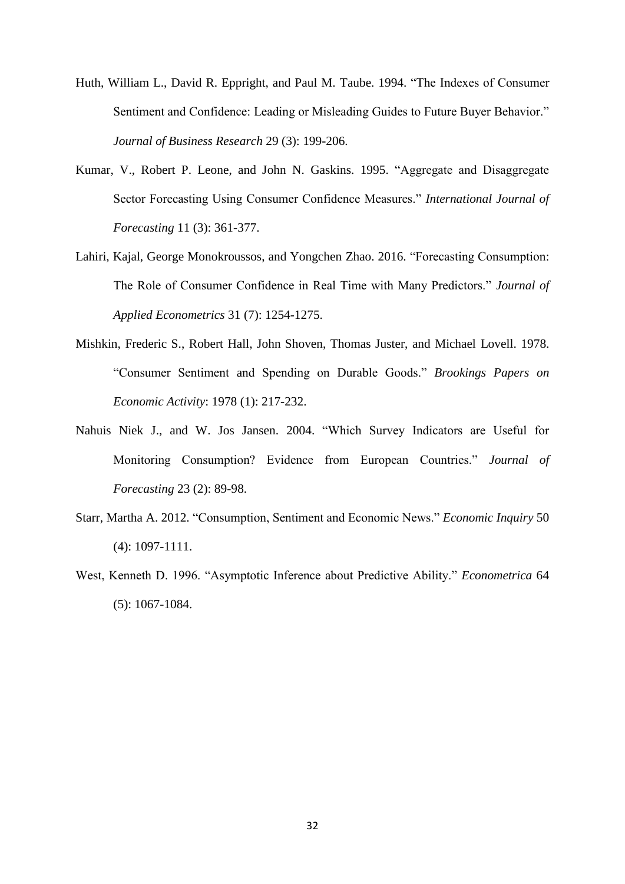Huth, William L., David R. Eppright, and Paul M. Taube. 1994. "The Indexes of Consumer Sentiment and Confidence: Leading or Misleading Guides to Future Buyer Behavior." *Journal of Business Research* 29 (3): 199-206.

Kumar, V., Robert P. Leone, and John N. Gaskins. 1995. "Aggregate and Disaggregate Sector Forecasting Using Consumer Confidence Measures." *International Journal of Forecasting* 11 (3): 361-377.

Lahiri, Kajal, George Monokroussos, and Yongchen Zhao. 2016. "Forecasting Consumption: The Role of Consumer Confidence in Real Time with Many Predictors." *Journal of Applied Econometrics* 31 (7): 1254-1275.

Mishkin, Frederic S., Robert Hall, John Shoven, Thomas Juster, and Michael Lovell. 1978. "Consumer Sentiment and Spending on Durable Goods." *Brookings Papers on Economic Activity*: 1978 (1): 217-232.

Nahuis Niek J., and W. Jos Jansen. 2004. "Which Survey Indicators are Useful for Monitoring Consumption? Evidence from European Countries." *Journal of Forecasting* 23 (2): 89-98.

Starr, Martha A. 2012. "Consumption, Sentiment and Economic News." *Economic Inquiry* 50 (4): 1097-1111.

West, Kenneth D. 1996. "Asymptotic Inference about Predictive Ability." *Econometrica* 64 (5): 1067-1084.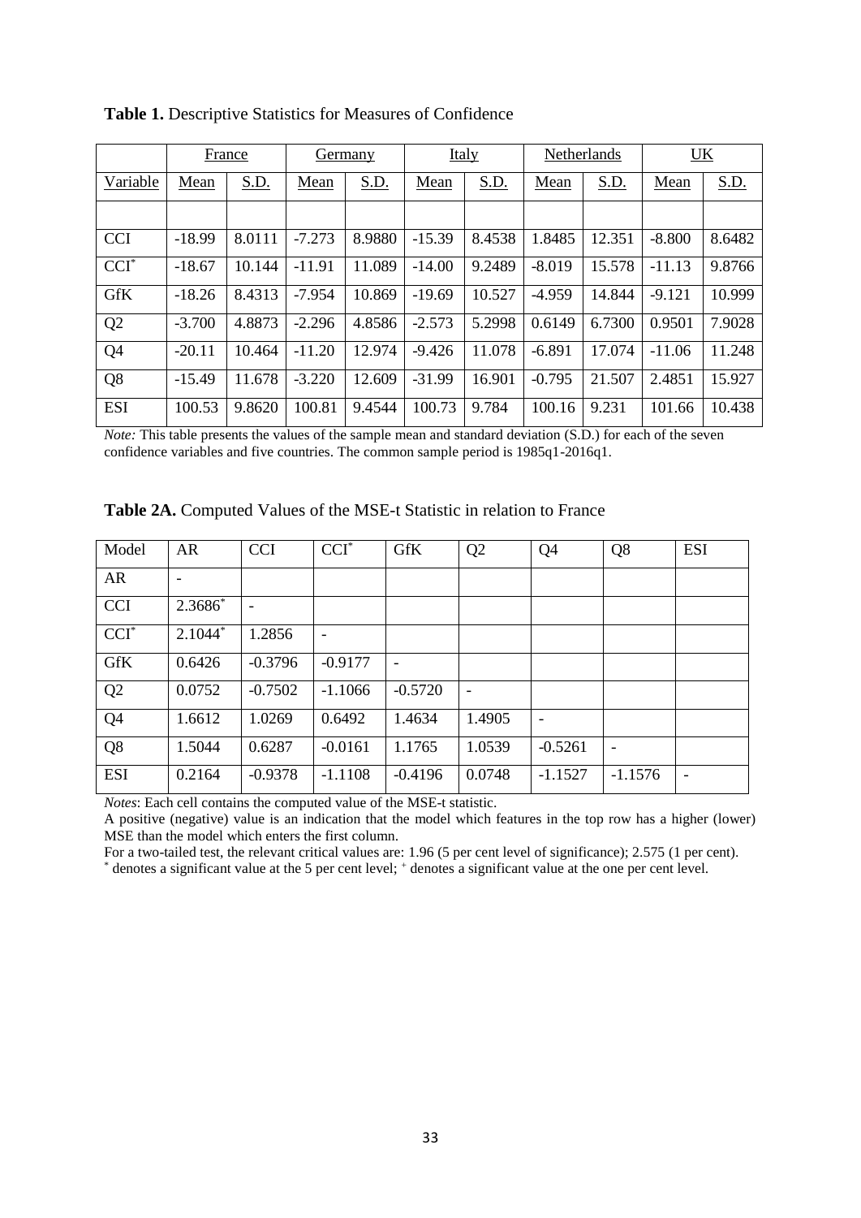**Table 1.** Descriptive Statistics for Measures of Confidence

| | France | | Germany | | Italy | | Netherlands | | UK | |
|---|---|---|---|---|---|---|---|---|---|---|
| Variable | Mean | S.D. | Mean | S.D. | Mean | S.D. | Mean | S.D. | Mean | S.D. |
| | | | | | | | | | | |
| CCI | -18.99 | 8.0111 | -7.273 | 8.9880 | -15.39 | 8.4538 | 1.8485 | 12.351 | -8.800 | 8.6482 |
| CCI* | -18.67 | 10.144 | -11.91 | 11.089 | -14.00 | 9.2489 | -8.019 | 15.578 | -11.13 | 9.8766 |
| GfK | -18.26 | 8.4313 | -7.954 | 10.869 | -19.69 | 10.527 | -4.959 | 14.844 | -9.121 | 10.999 |
| Q2 | -3.700 | 4.8873 | -2.296 | 4.8586 | -2.573 | 5.2998 | 0.6149 | 6.7300 | 0.9501 | 7.9028 |
| Q4 | -20.11 | 10.464 | -11.20 | 12.974 | -9.426 | 11.078 | -6.891 | 17.074 | -11.06 | 11.248 |
| Q8 | -15.49 | 11.678 | -3.220 | 12.609 | -31.99 | 16.901 | -0.795 | 21.507 | 2.4851 | 15.927 |
| ESI | 100.53 | 9.8620 | 100.81 | 9.4544 | 100.73 | 9.784 | 100.16 | 9.231 | 101.66 | 10.438 |

*Note:* This table presents the values of the sample mean and standard deviation (S.D.) for each of the seven confidence variables and five countries. The common sample period is 1985q1-2016q1.

**Table 2A.** Computed Values of the MSE-t Statistic in relation to France

| Model | AR | CCI | CCI* | GfK | Q2 | Q4 | Q8 | ESI |
|---|---|---|---|---|---|---|---|---|
| AR | - | | | | | | | |
| CCI | 2.3686* | - | | | | | | |
| CCI* | 2.1044* | 1.2856 | - | | | | | |
| GfK | 0.6426 | -0.3796 | -0.9177 | - | | | | |
| Q2 | 0.0752 | -0.7502 | -1.1066 | -0.5720 | - | | | |
| Q4 | 1.6612 | 1.0269 | 0.6492 | 1.4634 | 1.4905 | - | | |
| Q8 | 1.5044 | 0.6287 | -0.0161 | 1.1765 | 1.0539 | -0.5261 | - | |
| ESI | 0.2164 | -0.9378 | -1.1108 | -0.4196 | 0.0748 | -1.1527 | -1.1576 | - |

*Notes*: Each cell contains the computed value of the MSE-t statistic.

A positive (negative) value is an indication that the model which features in the top row has a higher (lower) MSE than the model which enters the first column.

For a two-tailed test, the relevant critical values are: 1.96 (5 per cent level of significance); 2.575 (1 per cent).

\* denotes a significant value at the 5 per cent level; + denotes a significant value at the one per cent level.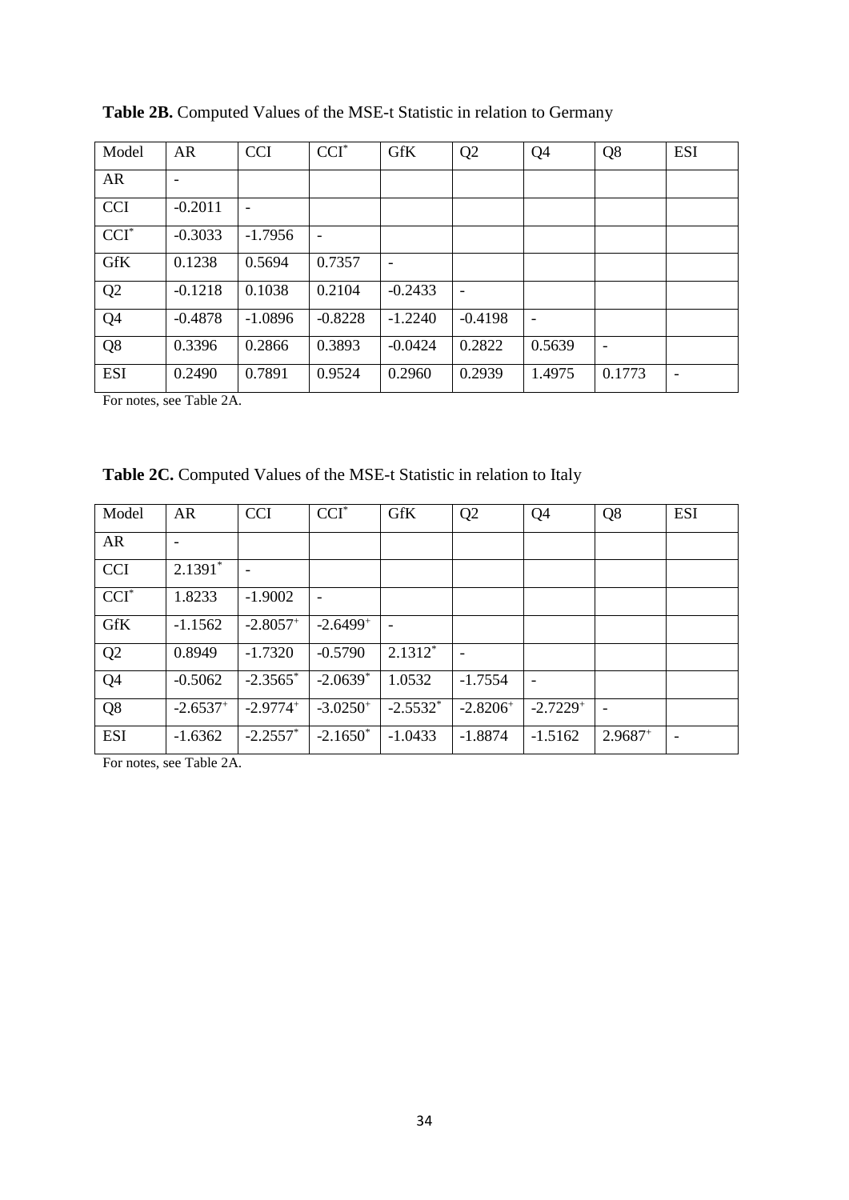**Table 2B.** Computed Values of the MSE-t Statistic in relation to Germany

| Model | AR | CCI | CCI* | GfK | Q2 | Q4 | Q8 | ESI |
|---|---|---|---|---|---|---|---|---|
| AR | - | | | | | | | |
| CCI | -0.2011 | - | | | | | | |
| CCI* | -0.3033 | -1.7956 | - | | | | | |
| GfK | 0.1238 | 0.5694 | 0.7357 | - | | | | |
| Q2 | -0.1218 | 0.1038 | 0.2104 | -0.2433 | - | | | |
| Q4 | -0.4878 | -1.0896 | -0.8228 | -1.2240 | -0.4198 | - | | |
| Q8 | 0.3396 | 0.2866 | 0.3893 | -0.0424 | 0.2822 | 0.5639 | - | |
| ESI | 0.2490 | 0.7891 | 0.9524 | 0.2960 | 0.2939 | 1.4975 | 0.1773 | - |

For notes, see Table 2A.

**Table 2C.** Computed Values of the MSE-t Statistic in relation to Italy

| Model | AR | CCI | CCI* | GfK | Q2 | Q4 | Q8 | ESI |
|---|---|---|---|---|---|---|---|---|
| AR | - | | | | | | | |
| CCI | 2.1391* | - | | | | | | |
| CCI* | 1.8233 | -1.9002 | - | | | | | |
| GfK | -1.1562 | -2.8057+ | -2.6499+ | - | | | | |
| Q2 | 0.8949 | -1.7320 | -0.5790 | 2.1312* | - | | | |
| Q4 | -0.5062 | -2.3565* | -2.0639* | 1.0532 | -1.7554 | - | | |
| Q8 | -2.6537+ | -2.9774+ | -3.0250+ | -2.5532* | -2.8206+ | -2.7229+ | - | |
| ESI | -1.6362 | -2.2557* | -2.1650* | -1.0433 | -1.8874 | -1.5162 | 2.9687+ | - |

For notes, see Table 2A.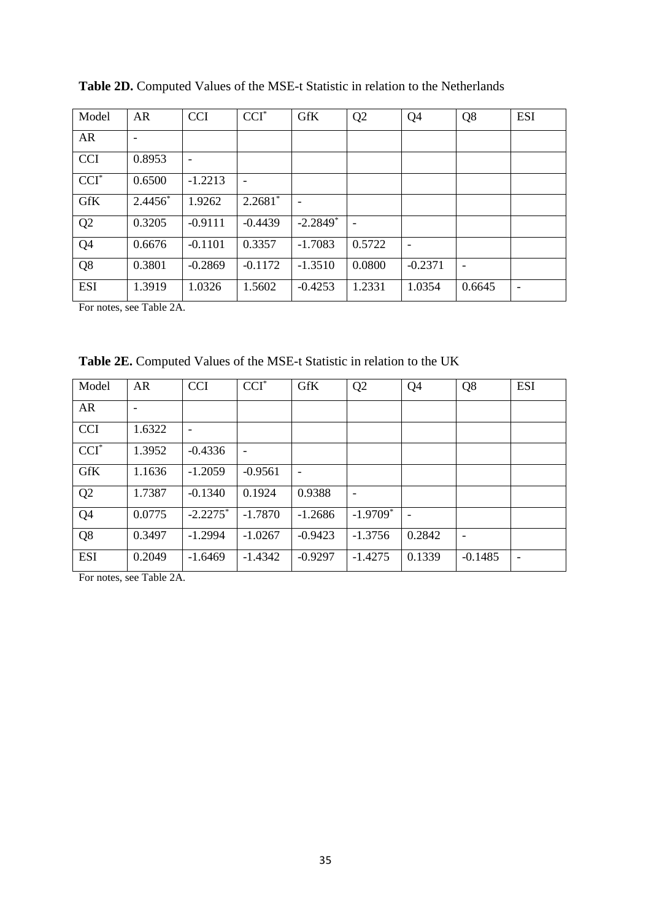**Table 2D.** Computed Values of the MSE-t Statistic in relation to the Netherlands

| Model | AR | CCI | CCI* | GfK | Q2 | Q4 | Q8 | ESI |
|---|---|---|---|---|---|---|---|---|
| AR | - | | | | | | | |
| CCI | 0.8953 | - | | | | | | |
| CCI* | 0.6500 | -1.2213 | - | | | | | |
| GfK | 2.4456* | 1.9262 | 2.2681* | - | | | | |
| Q2 | 0.3205 | -0.9111 | -0.4439 | -2.2849* | - | | | |
| Q4 | 0.6676 | -0.1101 | 0.3357 | -1.7083 | 0.5722 | - | | |
| Q8 | 0.3801 | -0.2869 | -0.1172 | -1.3510 | 0.0800 | -0.2371 | - | |
| ESI | 1.3919 | 1.0326 | 1.5602 | -0.4253 | 1.2331 | 1.0354 | 0.6645 | - |

For notes, see Table 2A.

**Table 2E.** Computed Values of the MSE-t Statistic in relation to the UK

| Model | AR | CCI | CCI* | GfK | Q2 | Q4 | Q8 | ESI |
|---|---|---|---|---|---|---|---|---|
| AR | - | | | | | | | |
| CCI | 1.6322 | - | | | | | | |
| CCI* | 1.3952 | -0.4336 | - | | | | | |
| GfK | 1.1636 | -1.2059 | -0.9561 | - | | | | |
| Q2 | 1.7387 | -0.1340 | 0.1924 | 0.9388 | - | | | |
| Q4 | 0.0775 | -2.2275* | -1.7870 | -1.2686 | -1.9709* | - | | |
| Q8 | 0.3497 | -1.2994 | -1.0267 | -0.9423 | -1.3756 | 0.2842 | - | |
| ESI | 0.2049 | -1.6469 | -1.4342 | -0.9297 | -1.4275 | 0.1339 | -0.1485 | - |

For notes, see Table 2A.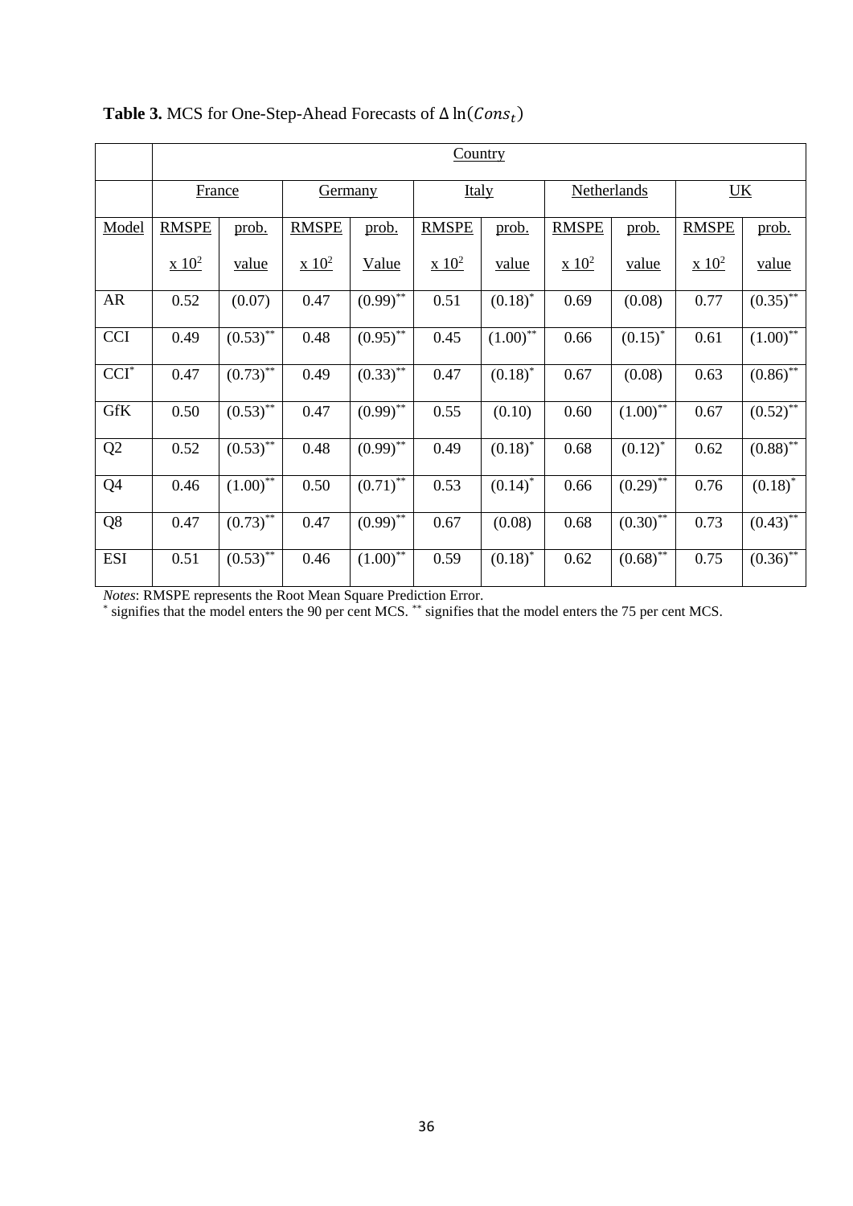**Table 3.** MCS for One-Step-Ahead Forecasts of $\Delta \ln(Cons_t)$

| | Country | | | | | | | | | |
|---|---|---|---|---|---|---|---|---|---|---|
| | France | | Germany | | Italy | | Netherlands | | UK | |
| Model | RMSPE x $10^2$ | prob. value | RMSPE x $10^2$ | prob. Value | RMSPE x $10^2$ | prob. value | RMSPE x $10^2$ | prob. value | RMSPE x $10^2$ | prob. value |
| AR | 0.52 | (0.07) | 0.47 | $(0.99)^{**}$ | 0.51 | $(0.18)^{*}$ | 0.69 | (0.08) | 0.77 | $(0.35)^{**}$ |
| CCI | 0.49 | $(0.53)^{**}$ | 0.48 | $(0.95)^{**}$ | 0.45 | $(1.00)^{**}$ | 0.66 | $(0.15)^{*}$ | 0.61 | $(1.00)^{**}$ |
| $CCI^{*}$ | 0.47 | $(0.73)^{**}$ | 0.49 | $(0.33)^{**}$ | 0.47 | $(0.18)^{*}$ | 0.67 | (0.08) | 0.63 | $(0.86)^{**}$ |
| GfK | 0.50 | $(0.53)^{**}$ | 0.47 | $(0.99)^{**}$ | 0.55 | (0.10) | 0.60 | $(1.00)^{**}$ | 0.67 | $(0.52)^{**}$ |
| Q2 | 0.52 | $(0.53)^{**}$ | 0.48 | $(0.99)^{**}$ | 0.49 | $(0.18)^{*}$ | 0.68 | $(0.12)^{*}$ | 0.62 | $(0.88)^{**}$ |
| Q4 | 0.46 | $(1.00)^{**}$ | 0.50 | $(0.71)^{**}$ | 0.53 | $(0.14)^{*}$ | 0.66 | $(0.29)^{**}$ | 0.76 | $(0.18)^{*}$ |
| Q8 | 0.47 | $(0.73)^{**}$ | 0.47 | $(0.99)^{**}$ | 0.67 | (0.08) | 0.68 | $(0.30)^{**}$ | 0.73 | $(0.43)^{**}$ |
| ESI | 0.51 | $(0.53)^{**}$ | 0.46 | $(1.00)^{**}$ | 0.59 | $(0.18)^{*}$ | 0.62 | $(0.68)^{**}$ | 0.75 | $(0.36)^{**}$ |

*Notes*: RMSPE represents the Root Mean Square Prediction Error.
$^{*}$ signifies that the model enters the 90 per cent MCS. $^{**}$ signifies that the model enters the 75 per cent MCS.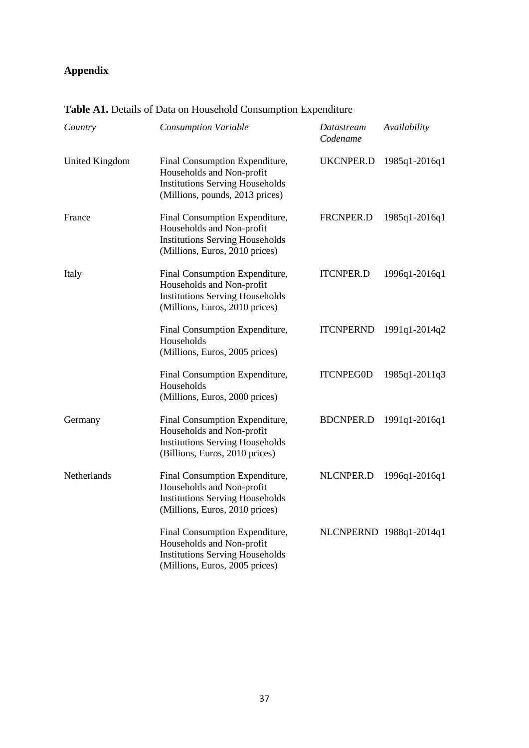## Appendix

**Table A1.** Details of Data on Household Consumption Expenditure

| *Country* | *Consumption Variable* | *Datastream Codename* | *Availability* |
|---|---|---|---|
| United Kingdom | Final Consumption Expenditure, Households and Non-profit Institutions Serving Households (Millions, pounds, 2013 prices) | UKCNPER.D | 1985q1-2016q1 |
| France | Final Consumption Expenditure, Households and Non-profit Institutions Serving Households (Millions, Euros, 2010 prices) | FRCNPER.D | 1985q1-2016q1 |
| Italy | Final Consumption Expenditure, Households and Non-profit Institutions Serving Households (Millions, Euros, 2010 prices) | ITCNPER.D | 1996q1-2016q1 |
| | Final Consumption Expenditure, Households (Millions, Euros, 2005 prices) | ITCNPERND | 1991q1-2014q2 |
| | Final Consumption Expenditure, Households (Millions, Euros, 2000 prices) | ITCNPEG0D | 1985q1-2011q3 |
| Germany | Final Consumption Expenditure, Households and Non-profit Institutions Serving Households (Billions, Euros, 2010 prices) | BDCNPER.D | 1991q1-2016q1 |
| Netherlands | Final Consumption Expenditure, Households and Non-profit Institutions Serving Households (Millions, Euros, 2010 prices) | NLCNPER.D | 1996q1-2016q1 |
| | Final Consumption Expenditure, Households and Non-profit Institutions Serving Households (Millions, Euros, 2005 prices) | NLCNPERND | 1988q1-2014q1 |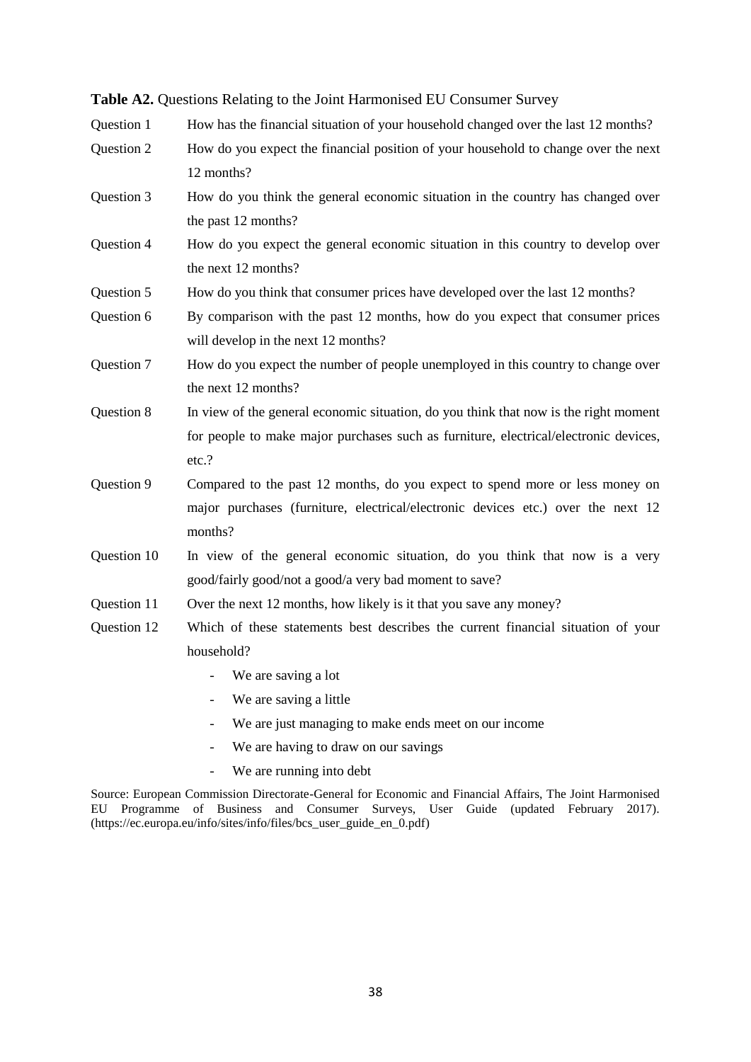**Table A2.** Questions Relating to the Joint Harmonised EU Consumer Survey

| | |
|---|---|
| Question 1 | How has the financial situation of your household changed over the last 12 months? |
| Question 2 | How do you expect the financial position of your household to change over the next 12 months? |
| Question 3 | How do you think the general economic situation in the country has changed over the past 12 months? |
| Question 4 | How do you expect the general economic situation in this country to develop over the next 12 months? |
| Question 5 | How do you think that consumer prices have developed over the last 12 months? |
| Question 6 | By comparison with the past 12 months, how do you expect that consumer prices will develop in the next 12 months? |
| Question 7 | How do you expect the number of people unemployed in this country to change over the next 12 months? |
| Question 8 | In view of the general economic situation, do you think that now is the right moment for people to make major purchases such as furniture, electrical/electronic devices, etc.? |
| Question 9 | Compared to the past 12 months, do you expect to spend more or less money on major purchases (furniture, electrical/electronic devices etc.) over the next 12 months? |
| Question 10 | In view of the general economic situation, do you think that now is a very good/fairly good/not a good/a very bad moment to save? |
| Question 11 | Over the next 12 months, how likely is it that you save any money? |
| Question 12 | Which of these statements best describes the current financial situation of your household?<br>- We are saving a lot<br>- We are saving a little<br>- We are just managing to make ends meet on our income<br>- We are having to draw on our savings<br>- We are running into debt |

Source: European Commission Directorate-General for Economic and Financial Affairs, The Joint Harmonised EU Programme of Business and Consumer Surveys, User Guide (updated February 2017). (https://ec.europa.eu/info/sites/info/files/bcs_user_guide_en_0.pdf)